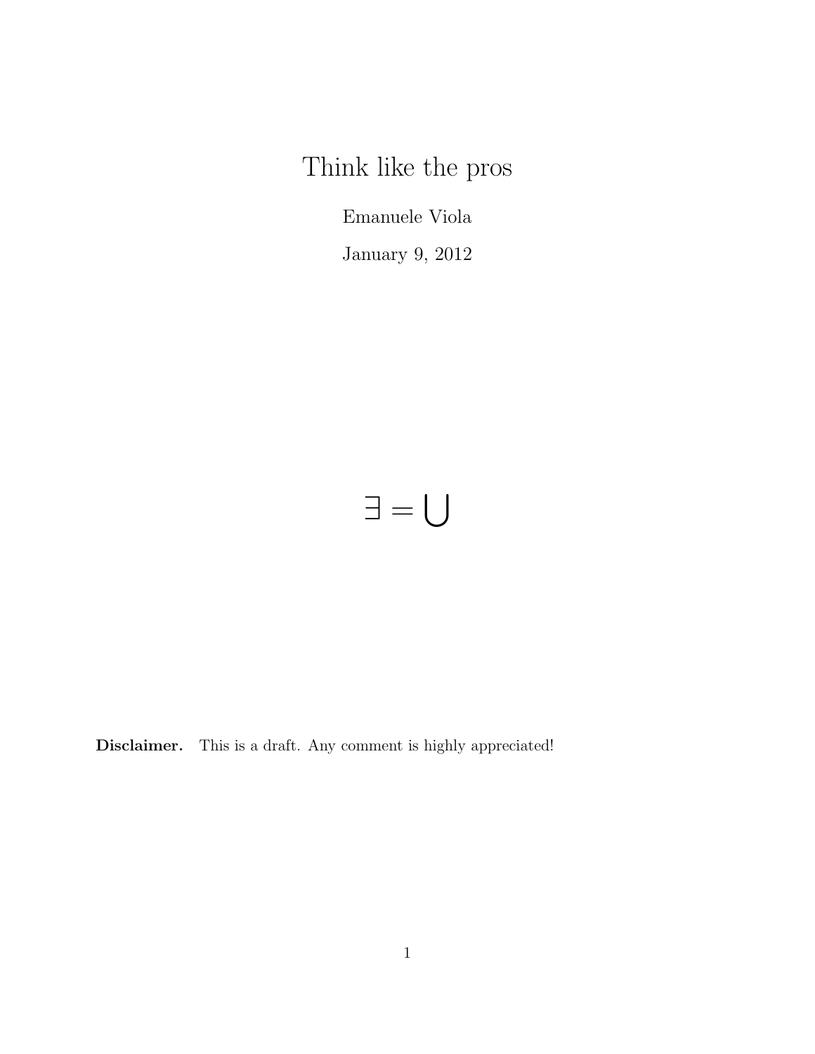# Think like the pros

Emanuele Viola

January 9, 2012

$$\exists = \bigcup$$

**Disclaimer.** This is a draft. Any comment is highly appreciated!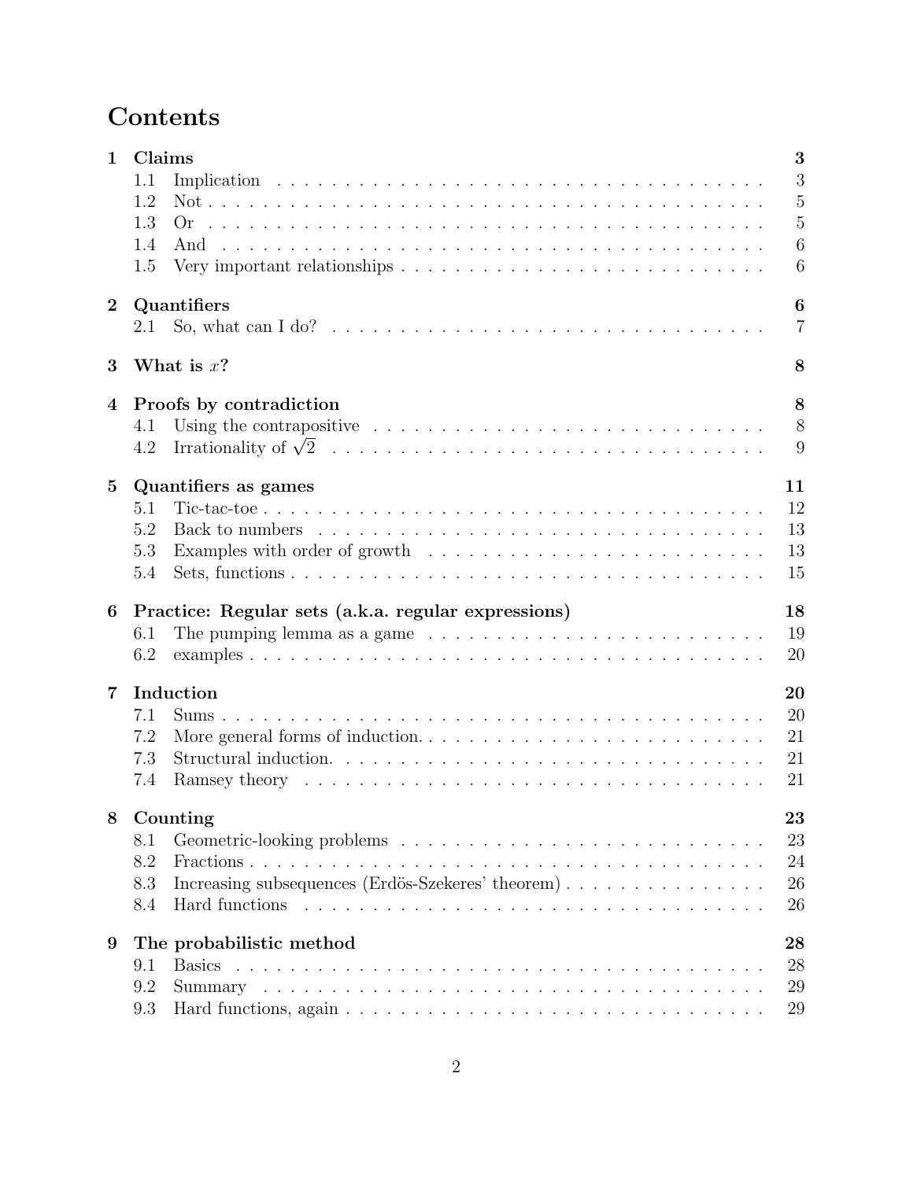# Contents

| | | |
|---|---|---|
| **1** | **Claims** | **3** |
| 1.1 | Implication | 3 |
| 1.2 | Not | 5 |
| 1.3 | Or | 5 |
| 1.4 | And | 6 |
| 1.5 | Very important relationships | 6 |
| **2** | **Quantifiers** | **6** |
| 2.1 | So, what can I do? | 7 |
| **3** | **What is $x$?** | **8** |
| **4** | **Proofs by contradiction** | **8** |
| 4.1 | Using the contrapositive | 8 |
| 4.2 | Irrationality of $\sqrt{2}$ | 9 |
| **5** | **Quantifiers as games** | **11** |
| 5.1 | Tic-tac-toe | 12 |
| 5.2 | Back to numbers | 13 |
| 5.3 | Examples with order of growth | 13 |
| 5.4 | Sets, functions | 15 |
| **6** | **Practice: Regular sets (a.k.a. regular expressions)** | **18** |
| 6.1 | The pumping lemma as a game | 19 |
| 6.2 | examples | 20 |
| **7** | **Induction** | **20** |
| 7.1 | Sums | 20 |
| 7.2 | More general forms of induction. | 21 |
| 7.3 | Structural induction. | 21 |
| 7.4 | Ramsey theory | 21 |
| **8** | **Counting** | **23** |
| 8.1 | Geometric-looking problems | 23 |
| 8.2 | Fractions | 24 |
| 8.3 | Increasing subsequences (Erdös-Szekeres' theorem) | 26 |
| 8.4 | Hard functions | 26 |
| **9** | **The probabilistic method** | **28** |
| 9.1 | Basics | 28 |
| 9.2 | Summary | 29 |
| 9.3 | Hard functions, again | 29 |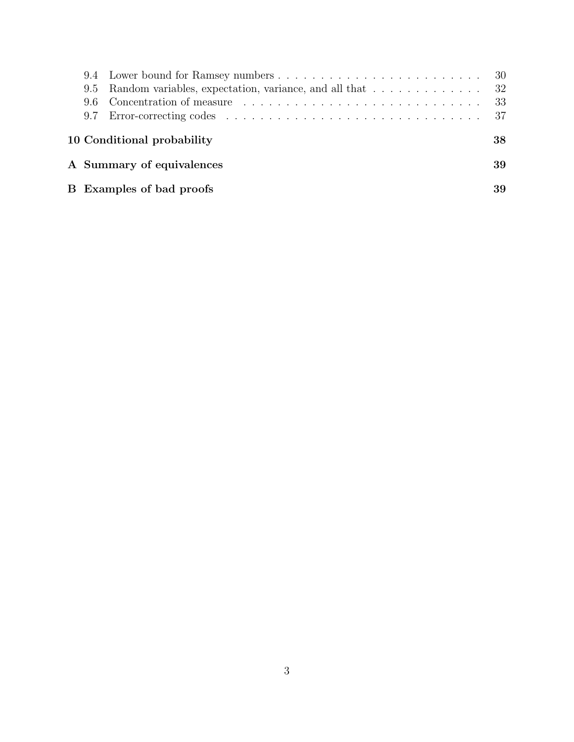- 9.4 Lower bound for Ramsey numbers . . . . . . . . . . . . . . . . . . . . . . . . 30
- 9.5 Random variables, expectation, variance, and all that . . . . . . . . . . . . . 32
- 9.6 Concentration of measure . . . . . . . . . . . . . . . . . . . . . . . . . . . . 33
- 9.7 Error-correcting codes . . . . . . . . . . . . . . . . . . . . . . . . . . . . . 37

**10 Conditional probability** **38**

**A Summary of equivalences** **39**

**B Examples of bad proofs** **39**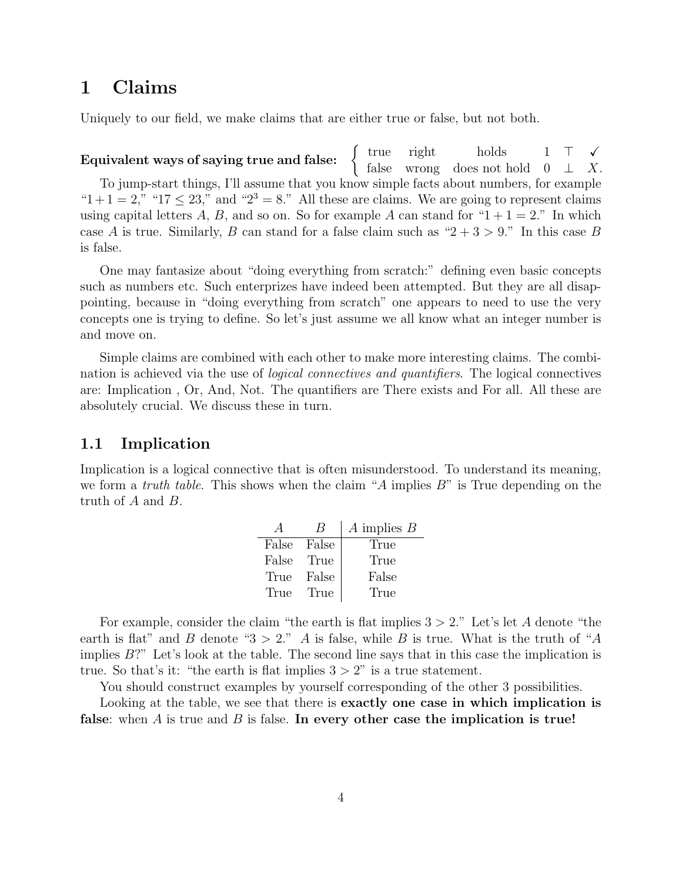# 1 Claims

Uniquely to our field, we make claims that are either true or false, but not both.

**Equivalent ways of saying true and false:** $\begin{cases} \text{true} & \text{right} & \text{holds} & 1 & \top & \checkmark \\ \text{false} & \text{wrong} & \text{does not hold} & 0 & \bot & X. \end{cases}$

To jump-start things, I'll assume that you know simple facts about numbers, for example "$1+1=2$," "$17 \leq 23$," and "$2^3 = 8$." All these are claims. We are going to represent claims using capital letters $A$, $B$, and so on. So for example $A$ can stand for "$1+1=2$." In which case $A$ is true. Similarly, $B$ can stand for a false claim such as "$2+3 > 9$." In this case $B$ is false.

One may fantasize about "doing everything from scratch:" defining even basic concepts such as numbers etc. Such enterprizes have indeed been attempted. But they are all disappointing, because in "doing everything from scratch" one appears to need to use the very concepts one is trying to define. So let's just assume we all know what an integer number is and move on.

Simple claims are combined with each other to make more interesting claims. The combination is achieved via the use of *logical connectives and quantifiers*. The logical connectives are: Implication , Or, And, Not. The quantifiers are There exists and For all. All these are absolutely crucial. We discuss these in turn.

## 1.1 Implication

Implication is a logical connective that is often misunderstood. To understand its meaning, we form a *truth table*. This shows when the claim "$A$ implies $B$" is True depending on the truth of $A$ and $B$.

| $A$ | $B$ | $A$ implies $B$ |
|---|---|---|
| False | False | True |
| False | True | True |
| True | False | False |
| True | True | True |

For example, consider the claim "the earth is flat implies $3 > 2$." Let's let $A$ denote "the earth is flat" and $B$ denote "$3 > 2$." $A$ is false, while $B$ is true. What is the truth of "$A$ implies $B$?" Let's look at the table. The second line says that in this case the implication is true. So that's it: "the earth is flat implies $3 > 2$" is a true statement.

You should construct examples by yourself corresponding of the other 3 possibilities.

Looking at the table, we see that there is **exactly one case in which implication is false**: when $A$ is true and $B$ is false. **In every other case the implication is true!**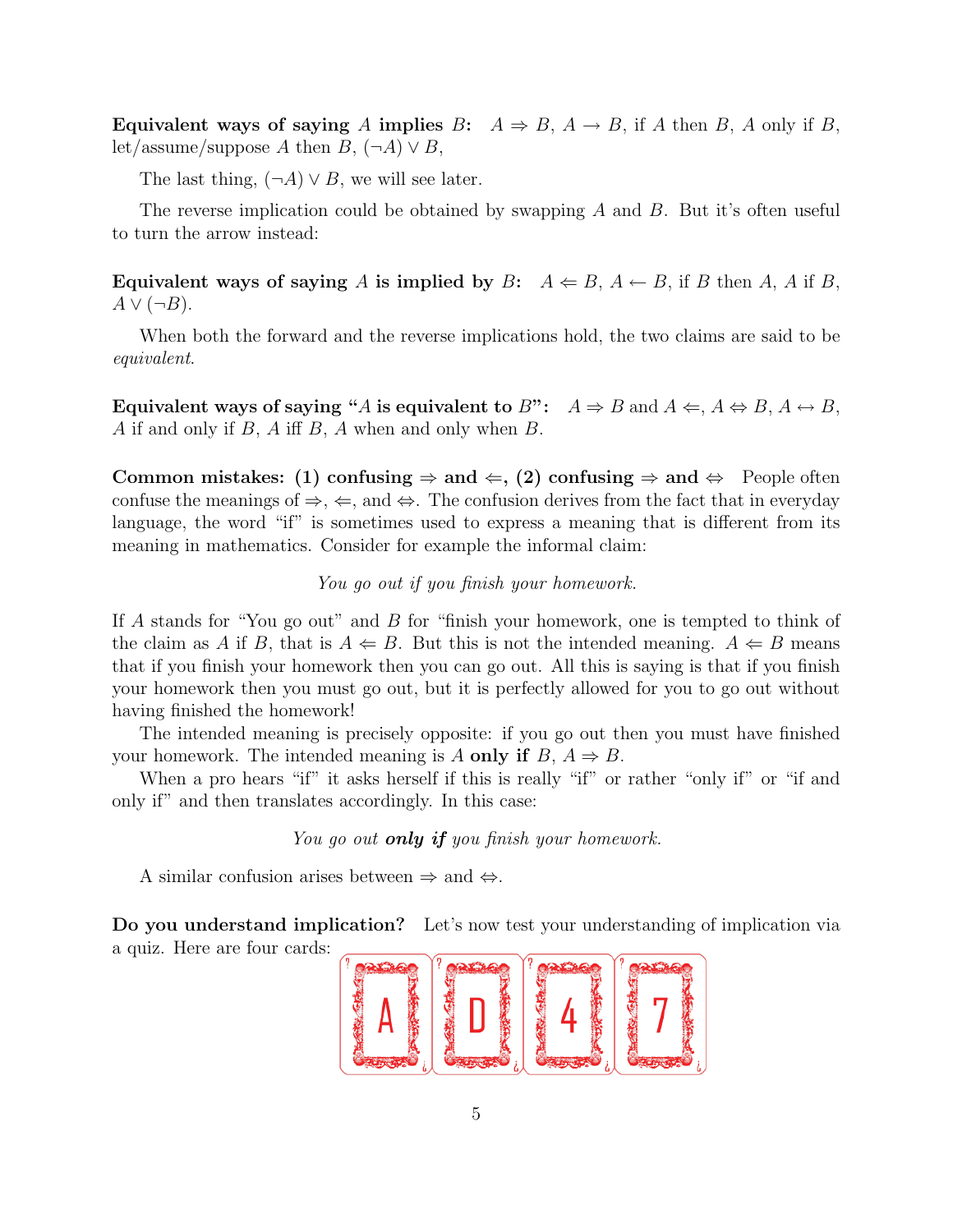**Equivalent ways of saying $A$ implies $B$:** $A \Rightarrow B$, $A \rightarrow B$, if $A$ then $B$, $A$ only if $B$, let/assume/suppose $A$ then $B$, $(\neg A) \vee B$,

The last thing, $(\neg A) \vee B$, we will see later.

The reverse implication could be obtained by swapping $A$ and $B$. But it's often useful to turn the arrow instead:

**Equivalent ways of saying $A$ is implied by $B$:** $A \Leftarrow B$, $A \leftarrow B$, if $B$ then $A$, $A$ if $B$, $A \vee (\neg B)$.

When both the forward and the reverse implications hold, the two claims are said to be *equivalent*.

**Equivalent ways of saying "$A$ is equivalent to $B$":** $A \Rightarrow B$ and $A \Leftarrow$, $A \Leftrightarrow B$, $A \leftrightarrow B$, $A$ if and only if $B$, $A$ iff $B$, $A$ when and only when $B$.

**Common mistakes: (1) confusing $\Rightarrow$ and $\Leftarrow$, (2) confusing $\Rightarrow$ and $\Leftrightarrow$** People often confuse the meanings of $\Rightarrow$, $\Leftarrow$, and $\Leftrightarrow$. The confusion derives from the fact that in everyday language, the word "if" is sometimes used to express a meaning that is different from its meaning in mathematics. Consider for example the informal claim:

*You go out if you finish your homework.*

If $A$ stands for "You go out" and $B$ for "finish your homework, one is tempted to think of the claim as $A$ if $B$, that is $A \Leftarrow B$. But this is not the intended meaning. $A \Leftarrow B$ means that if you finish your homework then you can go out. All this is saying is that if you finish your homework then you must go out, but it is perfectly allowed for you to go out without having finished the homework!

The intended meaning is precisely opposite: if you go out then you must have finished your homework. The intended meaning is $A$ **only if** $B$, $A \Rightarrow B$.

When a pro hears "if" it asks herself if this is really "if" or rather "only if" or "if and only if" and then translates accordingly. In this case:

*You go out **only if** you finish your homework.*

A similar confusion arises between $\Rightarrow$ and $\Leftrightarrow$.

**Do you understand implication?** Let's now test your understanding of implication via a quiz. Here are four cards:

A D 4 7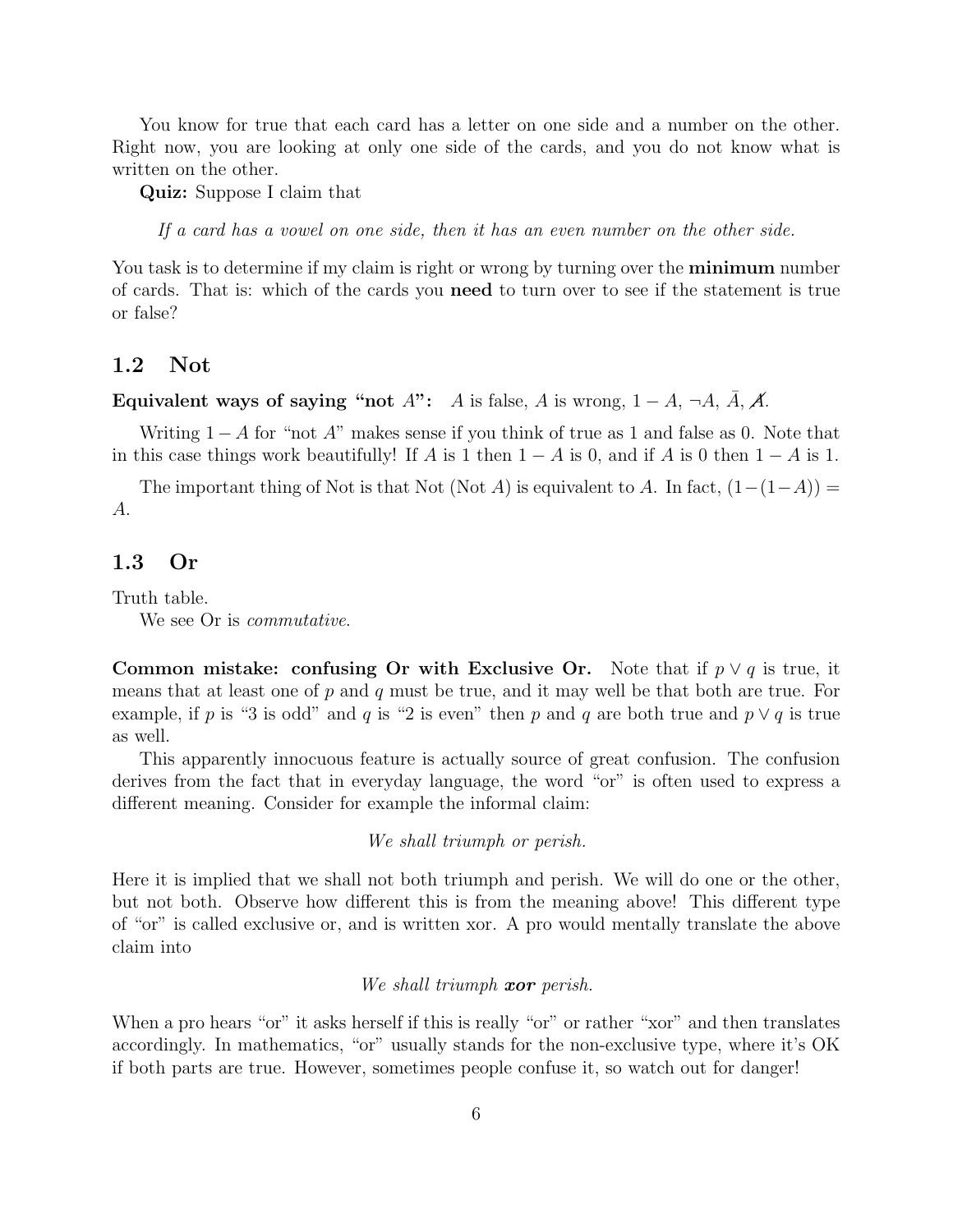You know for true that each card has a letter on one side and a number on the other. Right now, you are looking at only one side of the cards, and you do not know what is written on the other.

**Quiz:** Suppose I claim that

*If a card has a vowel on one side, then it has an even number on the other side.*

You task is to determine if my claim is right or wrong by turning over the **minimum** number of cards. That is: which of the cards you **need** to turn over to see if the statement is true or false?

## 1.2 Not

**Equivalent ways of saying "not $A$":** $A$ is false, $A$ is wrong, $1 - A$, $\neg A$, $\bar{A}$, $\not{A}$.

Writing $1 - A$ for "not $A$" makes sense if you think of true as 1 and false as 0. Note that in this case things work beautifully! If $A$ is 1 then $1 - A$ is 0, and if $A$ is 0 then $1 - A$ is 1.

The important thing of Not is that Not (Not $A$) is equivalent to $A$. In fact, $(1-(1-A)) = A$.

## 1.3 Or

Truth table.

We see Or is *commutative*.

**Common mistake: confusing Or with Exclusive Or.** Note that if $p \vee q$ is true, it means that at least one of $p$ and $q$ must be true, and it may well be that both are true. For example, if $p$ is "3 is odd" and $q$ is "2 is even" then $p$ and $q$ are both true and $p \vee q$ is true as well.

This apparently innocuous feature is actually source of great confusion. The confusion derives from the fact that in everyday language, the word "or" is often used to express a different meaning. Consider for example the informal claim:

*We shall triumph or perish.*

Here it is implied that we shall not both triumph and perish. We will do one or the other, but not both. Observe how different this is from the meaning above! This different type of "or" is called exclusive or, and is written xor. A pro would mentally translate the above claim into

*We shall triumph* ***xor*** *perish.*

When a pro hears "or" it asks herself if this is really "or" or rather "xor" and then translates accordingly. In mathematics, "or" usually stands for the non-exclusive type, where it's OK if both parts are true. However, sometimes people confuse it, so watch out for danger!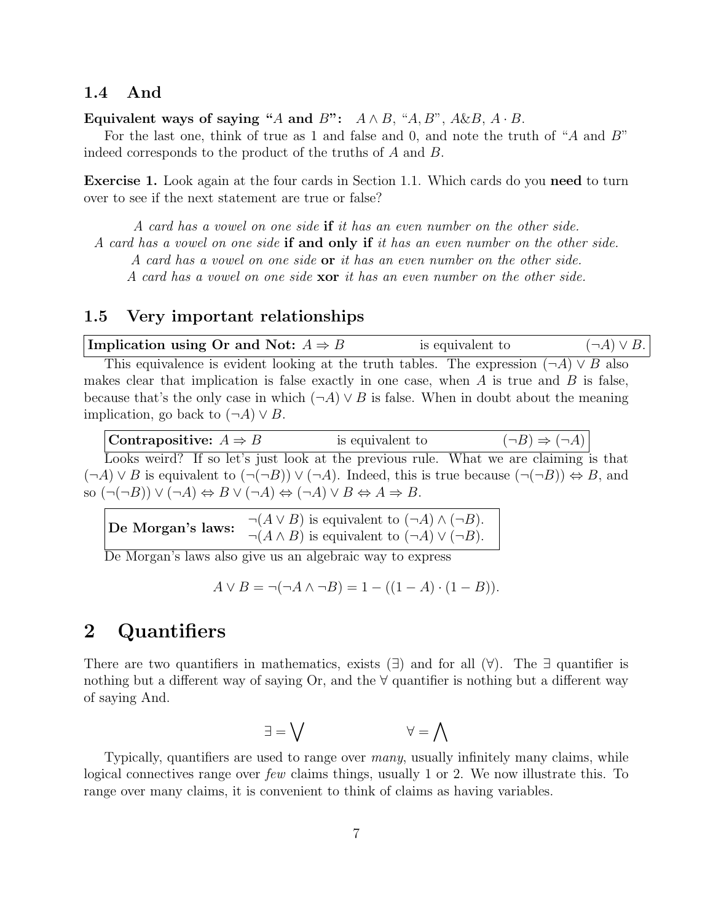### 1.4 And

**Equivalent ways of saying "$A$ and $B$":** $A \wedge B$, "$A, B$", $A\&B$, $A \cdot B$.

For the last one, think of true as 1 and false and 0, and note the truth of "$A$ and $B$" indeed corresponds to the product of the truths of $A$ and $B$.

**Exercise 1.** Look again at the four cards in Section 1.1. Which cards do you **need** to turn over to see if the next statement are true or false?

*A card has a vowel on one side* **if** *it has an even number on the other side.*
*A card has a vowel on one side* **if and only if** *it has an even number on the other side.*
*A card has a vowel on one side* **or** *it has an even number on the other side.*
*A card has a vowel on one side* **xor** *it has an even number on the other side.*

### 1.5 Very important relationships

| **Implication using Or and Not:** $A \Rightarrow B$ | is equivalent to | $(\neg A) \vee B$. |
|---|---|---|

This equivalence is evident looking at the truth tables. The expression $(\neg A) \vee B$ also makes clear that implication is false exactly in one case, when $A$ is true and $B$ is false, because that's the only case in which $(\neg A) \vee B$ is false. When in doubt about the meaning implication, go back to $(\neg A) \vee B$.

| **Contrapositive:** $A \Rightarrow B$ | is equivalent to | $(\neg B) \Rightarrow (\neg A)$ |
|---|---|---|

Looks weird? If so let's just look at the previous rule. What we are claiming is that $(\neg A) \vee B$ is equivalent to $(\neg(\neg B)) \vee (\neg A)$. Indeed, this is true because $(\neg(\neg B)) \Leftrightarrow B$, and so $(\neg(\neg B)) \vee (\neg A) \Leftrightarrow B \vee (\neg A) \Leftrightarrow (\neg A) \vee B \Leftrightarrow A \Rightarrow B$.

**De Morgan's laws:**
$\neg(A \vee B)$ is equivalent to $(\neg A) \wedge (\neg B)$.
$\neg(A \wedge B)$ is equivalent to $(\neg A) \vee (\neg B)$.

De Morgan's laws also give us an algebraic way to express

$$A \vee B = \neg(\neg A \wedge \neg B) = 1 - ((1 - A) \cdot (1 - B)).$$

# 2 Quantifiers

There are two quantifiers in mathematics, exists ($\exists$) and for all ($\forall$). The $\exists$ quantifier is nothing but a different way of saying Or, and the $\forall$ quantifier is nothing but a different way of saying And.

$$\exists = \bigvee \qquad\qquad \forall = \bigwedge$$

Typically, quantifiers are used to range over *many*, usually infinitely many claims, while logical connectives range over *few* claims things, usually 1 or 2. We now illustrate this. To range over many claims, it is convenient to think of claims as having variables.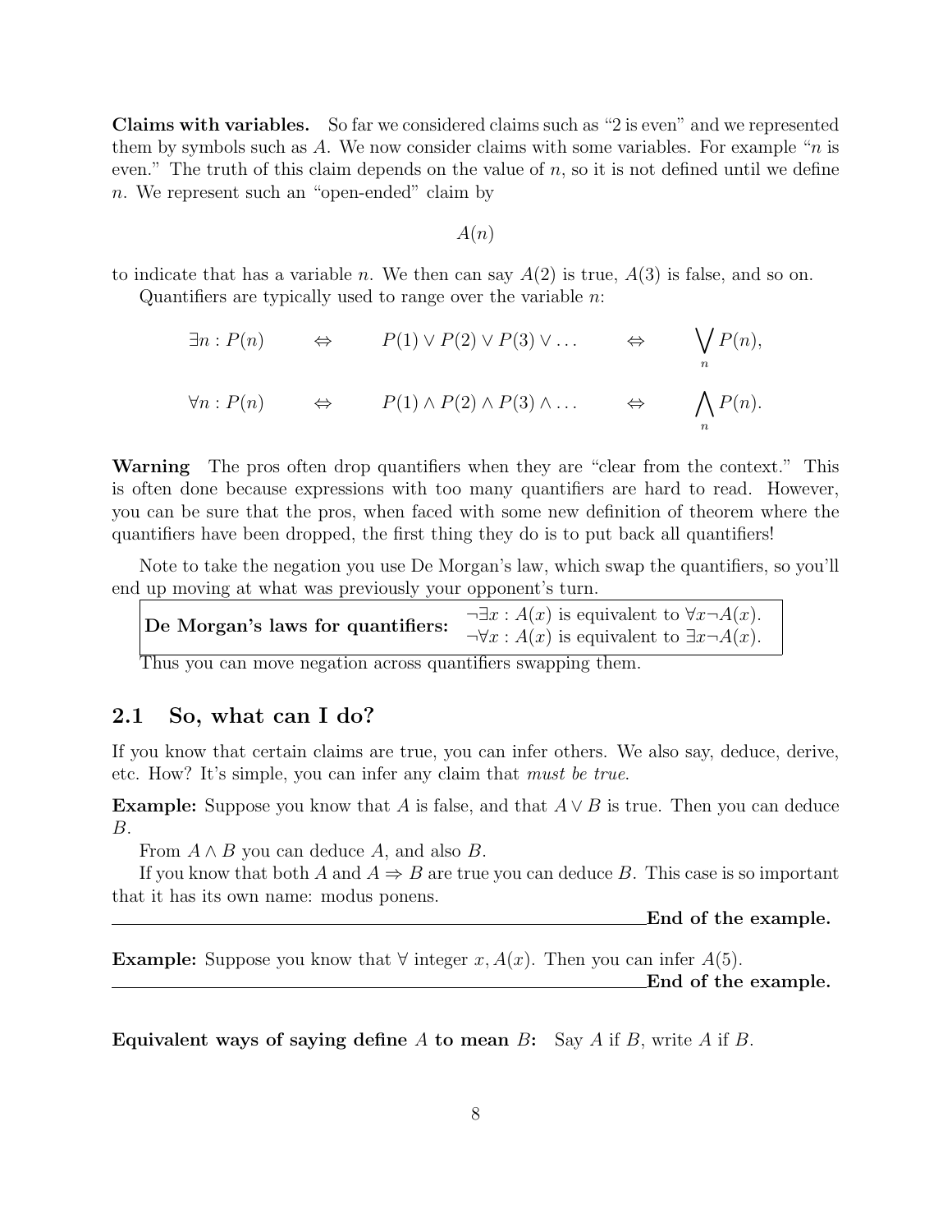**Claims with variables.** So far we considered claims such as "2 is even" and we represented them by symbols such as $A$. We now consider claims with some variables. For example "$n$ is even." The truth of this claim depends on the value of $n$, so it is not defined until we define $n$. We represent such an "open-ended" claim by

$$A(n)$$

to indicate that has a variable $n$. We then can say $A(2)$ is true, $A(3)$ is false, and so on.

Quantifiers are typically used to range over the variable $n$:

$$\exists n : P(n) \quad \Leftrightarrow \quad P(1) \vee P(2) \vee P(3) \vee \dots \quad \Leftrightarrow \quad \bigvee_n P(n),$$

$$\forall n : P(n) \quad \Leftrightarrow \quad P(1) \wedge P(2) \wedge P(3) \wedge \dots \quad \Leftrightarrow \quad \bigwedge_n P(n).$$

**Warning** The pros often drop quantifiers when they are "clear from the context." This is often done because expressions with too many quantifiers are hard to read. However, you can be sure that the pros, when faced with some new definition of theorem where the quantifiers have been dropped, the first thing they do is to put back all quantifiers!

Note to take the negation you use De Morgan's law, which swap the quantifiers, so you'll end up moving at what was previously your opponent's turn.

| **De Morgan's laws for quantifiers:** | $\neg\exists x : A(x)$ is equivalent to $\forall x \neg A(x)$. $\neg\forall x : A(x)$ is equivalent to $\exists x \neg A(x)$. |
|---|---|

Thus you can move negation across quantifiers swapping them.

## 2.1 So, what can I do?

If you know that certain claims are true, you can infer others. We also say, deduce, derive, etc. How? It's simple, you can infer any claim that *must be true*.

**Example:** Suppose you know that $A$ is false, and that $A \vee B$ is true. Then you can deduce $B$.

From $A \wedge B$ you can deduce $A$, and also $B$.

If you know that both $A$ and $A \Rightarrow B$ are true you can deduce $B$. This case is so important that it has its own name: modus ponens.

**End of the example.**

**Example:** Suppose you know that $\forall$ integer $x, A(x)$. Then you can infer $A(5)$.

**End of the example.**

**Equivalent ways of saying define $A$ to mean $B$:** Say $A$ if $B$, write $A$ if $B$.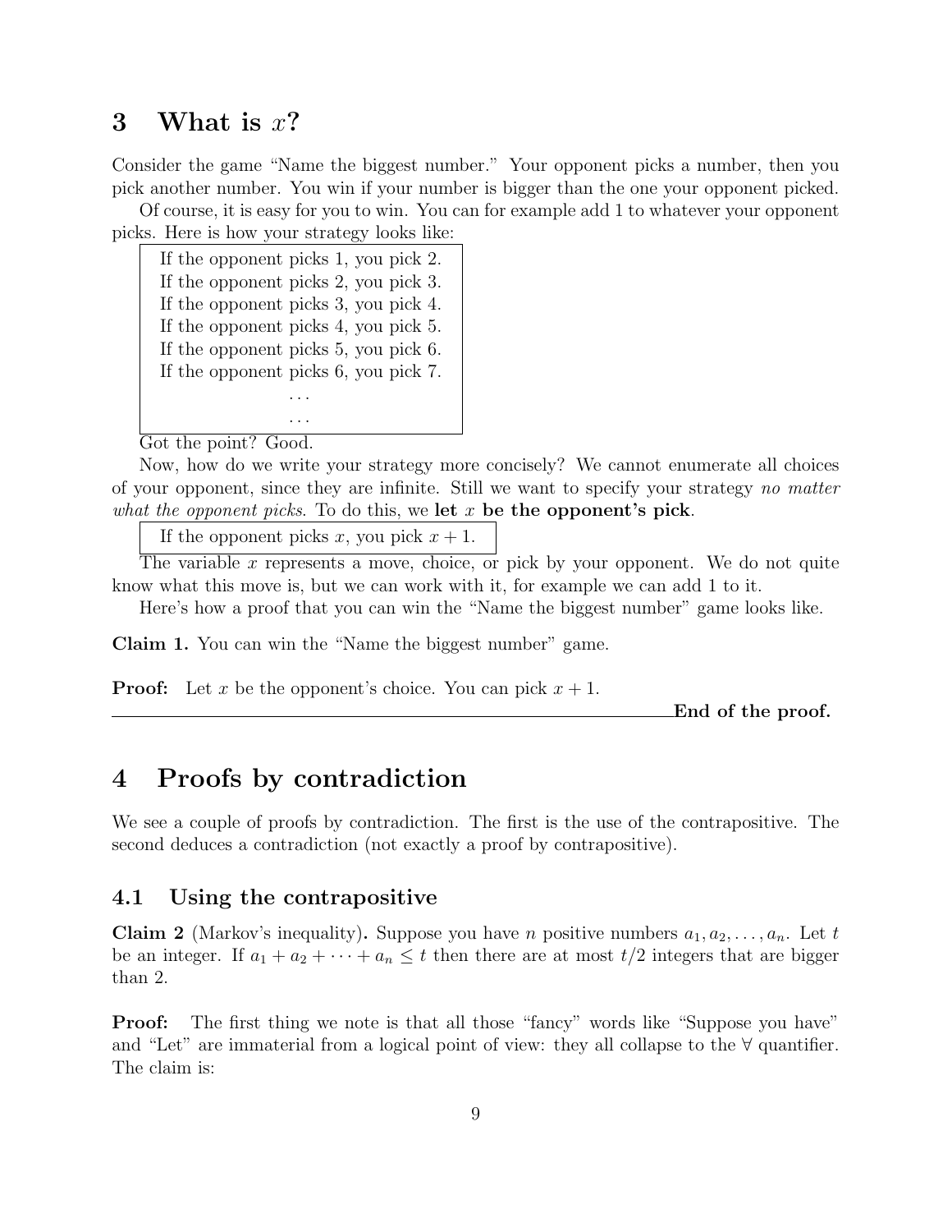## 3 What is $x$?

Consider the game "Name the biggest number." Your opponent picks a number, then you pick another number. You win if your number is bigger than the one your opponent picked.

Of course, it is easy for you to win. You can for example add 1 to whatever your opponent picks. Here is how your strategy looks like:

> If the opponent picks 1, you pick 2.
> If the opponent picks 2, you pick 3.
> If the opponent picks 3, you pick 4.
> If the opponent picks 4, you pick 5.
> If the opponent picks 5, you pick 6.
> If the opponent picks 6, you pick 7.
> ...
> ...

Got the point? Good.

Now, how do we write your strategy more concisely? We cannot enumerate all choices of your opponent, since they are infinite. Still we want to specify your strategy *no matter what the opponent picks*. To do this, we **let $x$ be the opponent's pick**.

> If the opponent picks $x$, you pick $x + 1$.

The variable $x$ represents a move, choice, or pick by your opponent. We do not quite know what this move is, but we can work with it, for example we can add 1 to it.

Here's how a proof that you can win the "Name the biggest number" game looks like.

**Claim 1.** You can win the "Name the biggest number" game.

**Proof:** Let $x$ be the opponent's choice. You can pick $x + 1$.

**End of the proof.**

---

## 4 Proofs by contradiction

We see a couple of proofs by contradiction. The first is the use of the contrapositive. The second deduces a contradiction (not exactly a proof by contrapositive).

### 4.1 Using the contrapositive

**Claim 2** (Markov's inequality)**.** Suppose you have $n$ positive numbers $a_1, a_2, \ldots, a_n$. Let $t$ be an integer. If $a_1 + a_2 + \cdots + a_n \leq t$ then there are at most $t/2$ integers that are bigger than 2.

**Proof:** The first thing we note is that all those "fancy" words like "Suppose you have" and "Let" are immaterial from a logical point of view: they all collapse to the $\forall$ quantifier. The claim is: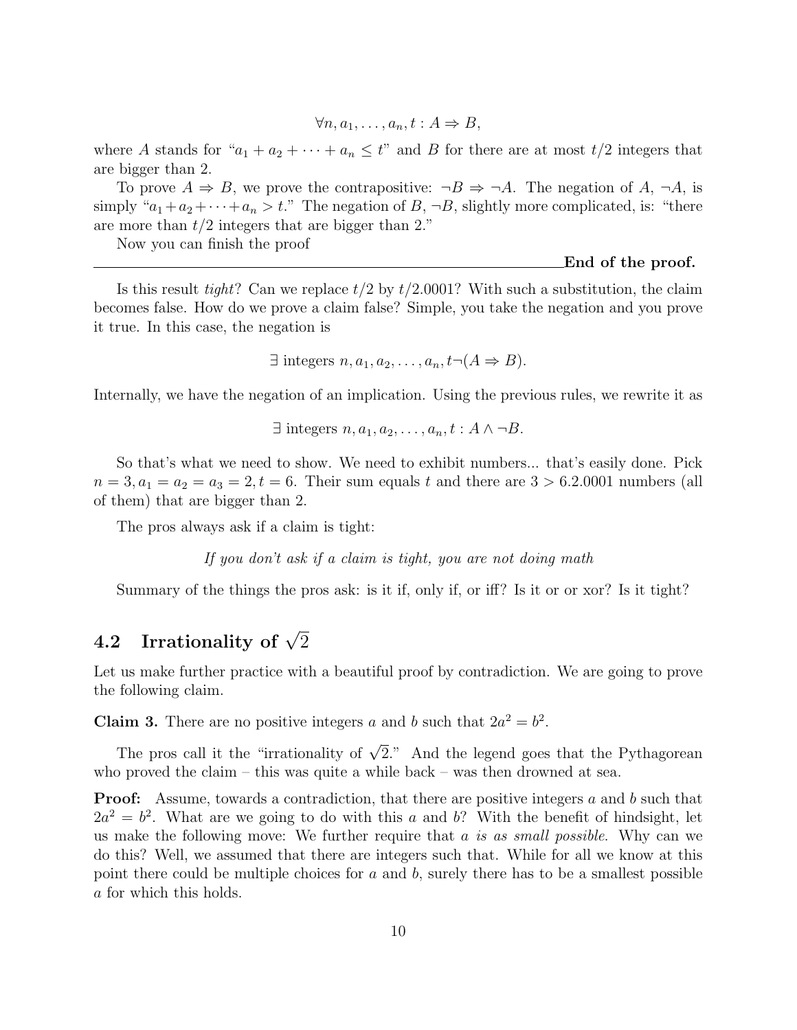$$\forall n, a_1, \ldots, a_n, t : A \Rightarrow B,$$

where $A$ stands for "$a_1 + a_2 + \cdots + a_n \leq t$" and $B$ for there are at most $t/2$ integers that are bigger than 2.

To prove $A \Rightarrow B$, we prove the contrapositive: $\neg B \Rightarrow \neg A$. The negation of $A$, $\neg A$, is simply "$a_1 + a_2 + \cdots + a_n > t$." The negation of $B$, $\neg B$, slightly more complicated, is: "there are more than $t/2$ integers that are bigger than 2."

Now you can finish the proof

**End of the proof.**

Is this result *tight*? Can we replace $t/2$ by $t/2.0001$? With such a substitution, the claim becomes false. How do we prove a claim false? Simple, you take the negation and you prove it true. In this case, the negation is

$$\exists \text{ integers } n, a_1, a_2, \ldots, a_n, t \neg(A \Rightarrow B).$$

Internally, we have the negation of an implication. Using the previous rules, we rewrite it as

$$\exists \text{ integers } n, a_1, a_2, \ldots, a_n, t : A \wedge \neg B.$$

So that's what we need to show. We need to exhibit numbers... that's easily done. Pick $n = 3, a_1 = a_2 = a_3 = 2, t = 6$. Their sum equals $t$ and there are $3 > 6.2.0001$ numbers (all of them) that are bigger than 2.

The pros always ask if a claim is tight:

*If you don't ask if a claim is tight, you are not doing math*

Summary of the things the pros ask: is it if, only if, or iff? Is it or or xor? Is it tight?

## 4.2 Irrationality of $\sqrt{2}$

Let us make further practice with a beautiful proof by contradiction. We are going to prove the following claim.

**Claim 3.** There are no positive integers $a$ and $b$ such that $2a^2 = b^2$.

The pros call it the "irrationality of $\sqrt{2}$." And the legend goes that the Pythagorean who proved the claim – this was quite a while back – was then drowned at sea.

**Proof:** Assume, towards a contradiction, that there are positive integers $a$ and $b$ such that $2a^2 = b^2$. What are we going to do with this $a$ and $b$? With the benefit of hindsight, let us make the following move: We further require that *a is as small possible*. Why can we do this? Well, we assumed that there are integers such that. While for all we know at this point there could be multiple choices for $a$ and $b$, surely there has to be a smallest possible $a$ for which this holds.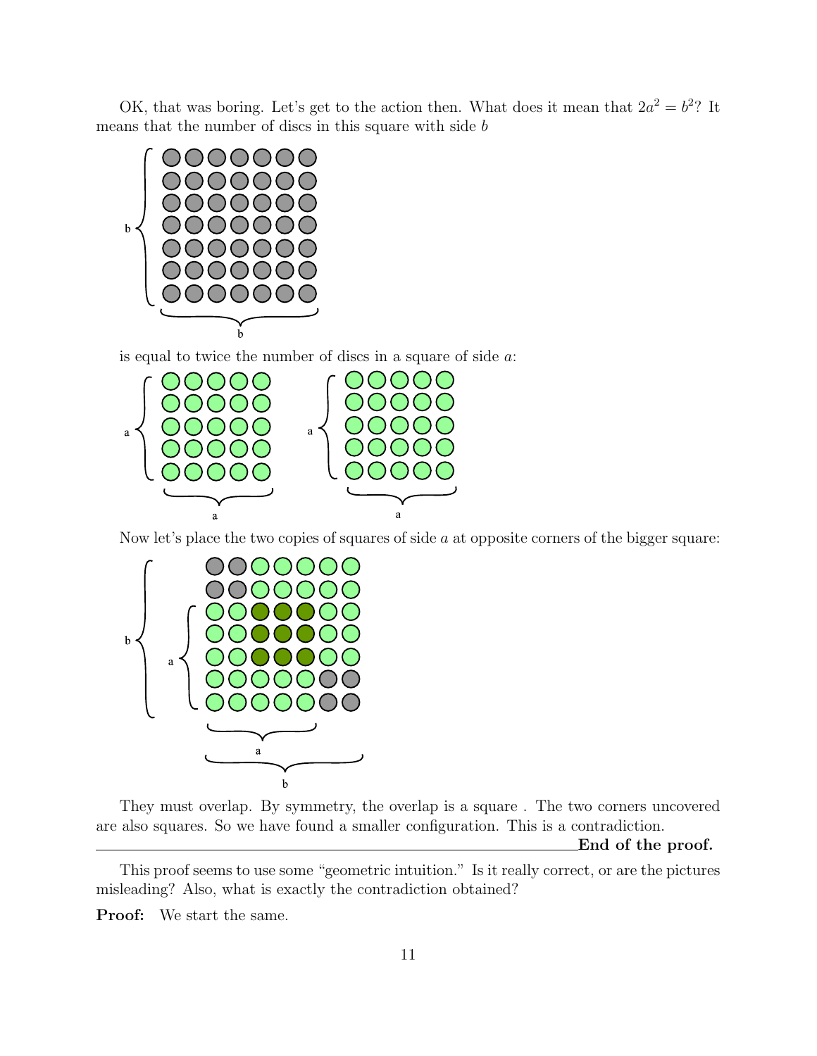OK, that was boring. Let's get to the action then. What does it mean that $2a^2 = b^2$? It means that the number of discs in this square with side $b$

is equal to twice the number of discs in a square of side $a$:

Now let's place the two copies of squares of side $a$ at opposite corners of the bigger square:

They must overlap. By symmetry, the overlap is a square . The two corners uncovered are also squares. So we have found a smaller configuration. This is a contradiction.

**End of the proof.**

This proof seems to use some "geometric intuition." Is it really correct, or are the pictures misleading? Also, what is exactly the contradiction obtained?

**Proof:** We start the same.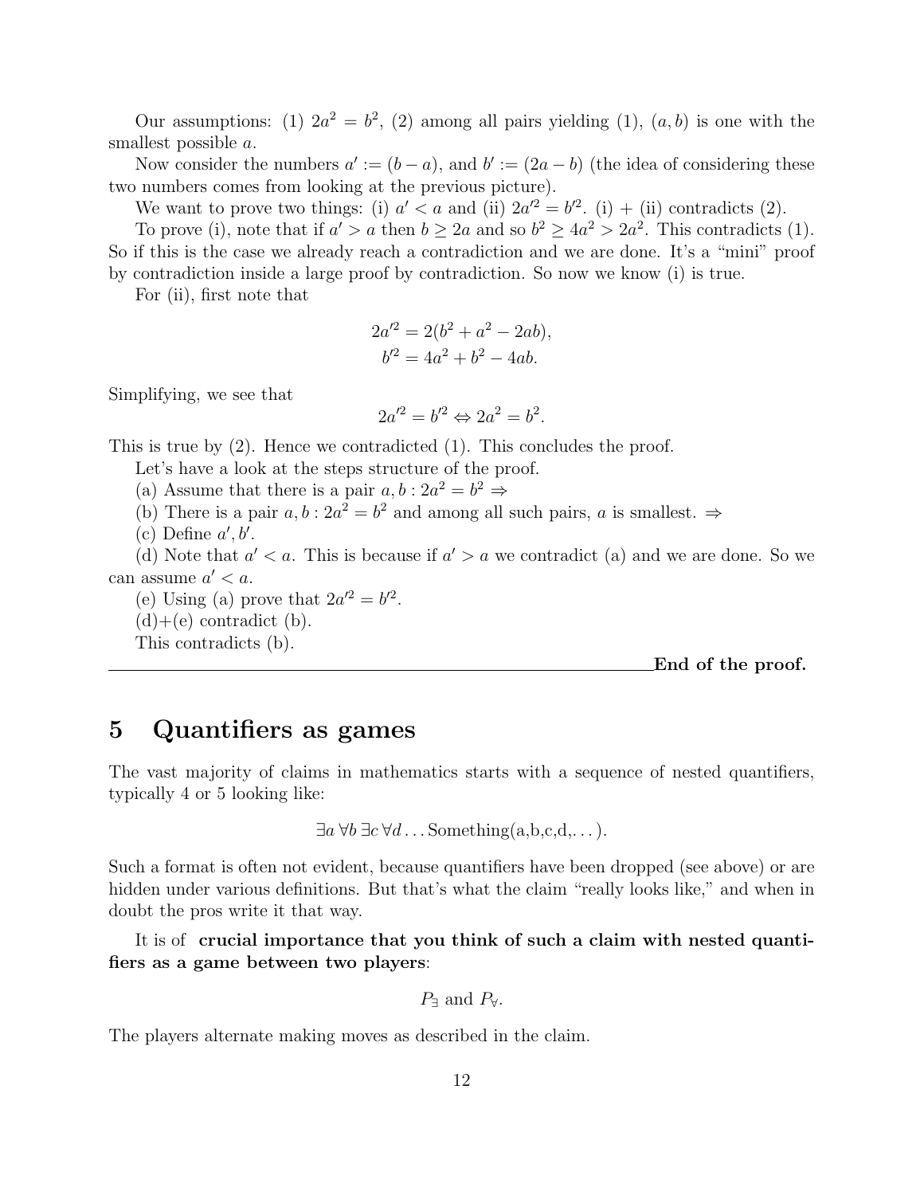Our assumptions: (1) $2a^2 = b^2$, (2) among all pairs yielding (1), $(a, b)$ is one with the smallest possible $a$.

Now consider the numbers $a' := (b - a)$, and $b' := (2a - b)$ (the idea of considering these two numbers comes from looking at the previous picture).

We want to prove two things: (i) $a' < a$ and (ii) $2a'^2 = b'^2$. (i) + (ii) contradicts (2).

To prove (i), note that if $a' > a$ then $b \geq 2a$ and so $b^2 \geq 4a^2 > 2a^2$. This contradicts (1). So if this is the case we already reach a contradiction and we are done. It's a "mini" proof by contradiction inside a large proof by contradiction. So now we know (i) is true.

For (ii), first note that

$$2a'^2 = 2(b^2 + a^2 - 2ab),$$
$$b'^2 = 4a^2 + b^2 - 4ab.$$

Simplifying, we see that

$$2a'^2 = b'^2 \Leftrightarrow 2a^2 = b^2.$$

This is true by (2). Hence we contradicted (1). This concludes the proof.

Let's have a look at the steps structure of the proof.

(a) Assume that there is a pair $a, b : 2a^2 = b^2 \Rightarrow$

(b) There is a pair $a, b : 2a^2 = b^2$ and among all such pairs, $a$ is smallest. $\Rightarrow$

(c) Define $a', b'$.

(d) Note that $a' < a$. This is because if $a' > a$ we contradict (a) and we are done. So we can assume $a' < a$.

(e) Using (a) prove that $2a'^2 = b'^2$.

(d)+(e) contradict (b).

This contradicts (b).

**End of the proof.**

# 5 Quantifiers as games

The vast majority of claims in mathematics starts with a sequence of nested quantifiers, typically 4 or 5 looking like:

$$\exists a \, \forall b \, \exists c \, \forall d \ldots \text{Something(a,b,c,d,}\ldots\text{)}.$$

Such a format is often not evident, because quantifiers have been dropped (see above) or are hidden under various definitions. But that's what the claim "really looks like," and when in doubt the pros write it that way.

It is of **crucial importance that you think of such a claim with nested quantifiers as a game between two players**:

$$P_\exists \text{ and } P_\forall.$$

The players alternate making moves as described in the claim.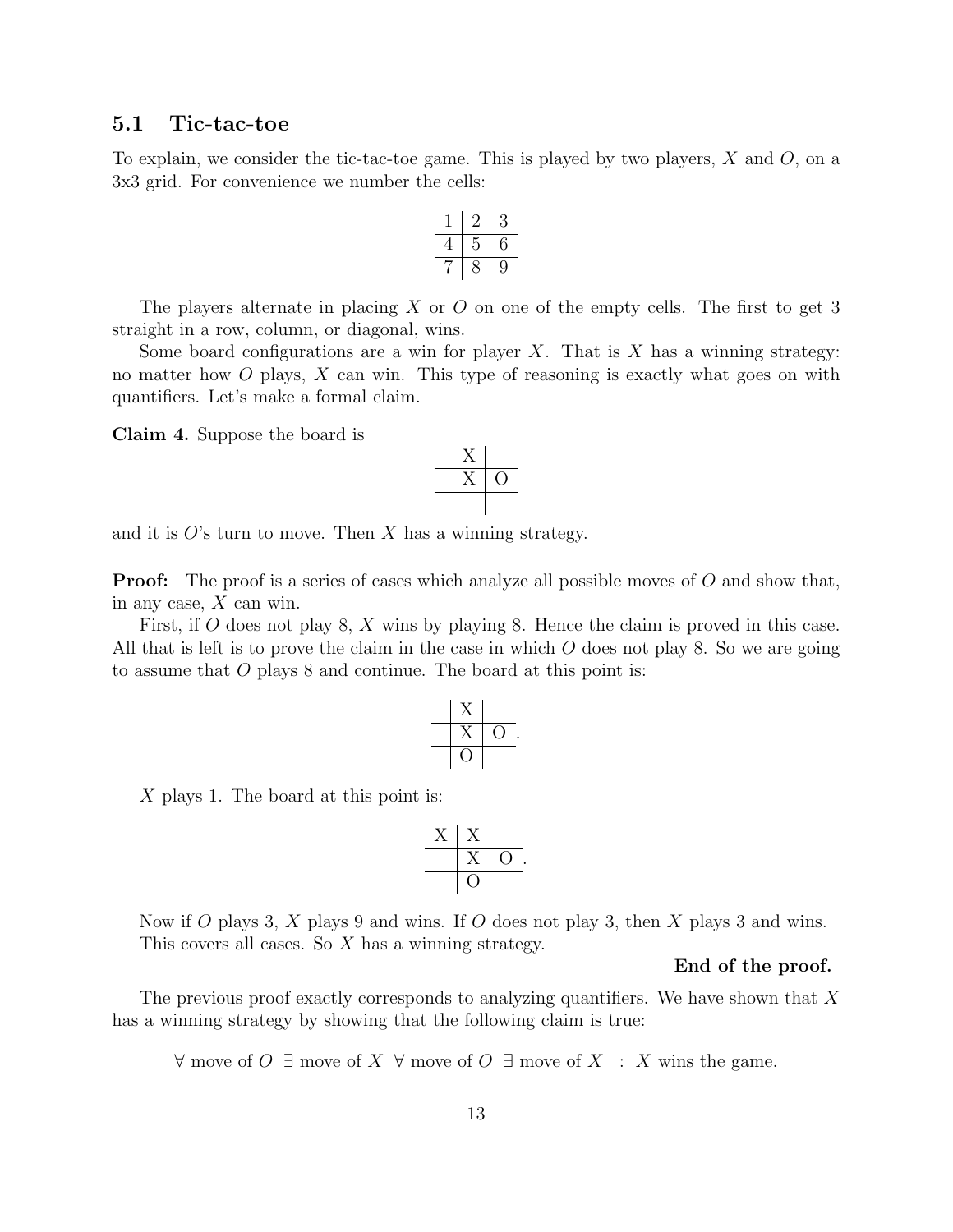### 5.1 Tic-tac-toe

To explain, we consider the tic-tac-toe game. This is played by two players, $X$ and $O$, on a 3x3 grid. For convenience we number the cells:

| | | |
|---|---|---|
| 1 | 2 | 3 |
| 4 | 5 | 6 |
| 7 | 8 | 9 |

The players alternate in placing $X$ or $O$ on one of the empty cells. The first to get 3 straight in a row, column, or diagonal, wins.

Some board configurations are a win for player $X$. That is $X$ has a winning strategy: no matter how $O$ plays, $X$ can win. This type of reasoning is exactly what goes on with quantifiers. Let's make a formal claim.

**Claim 4.** Suppose the board is

| | | |
|---|---|---|
| | X | |
| | X | O |
| | | |

and it is $O$'s turn to move. Then $X$ has a winning strategy.

**Proof:** The proof is a series of cases which analyze all possible moves of $O$ and show that, in any case, $X$ can win.

First, if $O$ does not play 8, $X$ wins by playing 8. Hence the claim is proved in this case. All that is left is to prove the claim in the case in which $O$ does not play 8. So we are going to assume that $O$ plays 8 and continue. The board at this point is:

| | | |
|---|---|---|
| | X | |
| | X | O |
| | O | |

$X$ plays 1. The board at this point is:

| | | |
|---|---|---|
| X | X | |
| | X | O |
| | O | |

Now if $O$ plays 3, $X$ plays 9 and wins. If $O$ does not play 3, then $X$ plays 3 and wins. This covers all cases. So $X$ has a winning strategy.

**End of the proof.**

The previous proof exactly corresponds to analyzing quantifiers. We have shown that $X$ has a winning strategy by showing that the following claim is true:

$$\forall \text{ move of } O \ \exists \text{ move of } X \ \forall \text{ move of } O \ \exists \text{ move of } X \ : \ X \text{ wins the game.}$$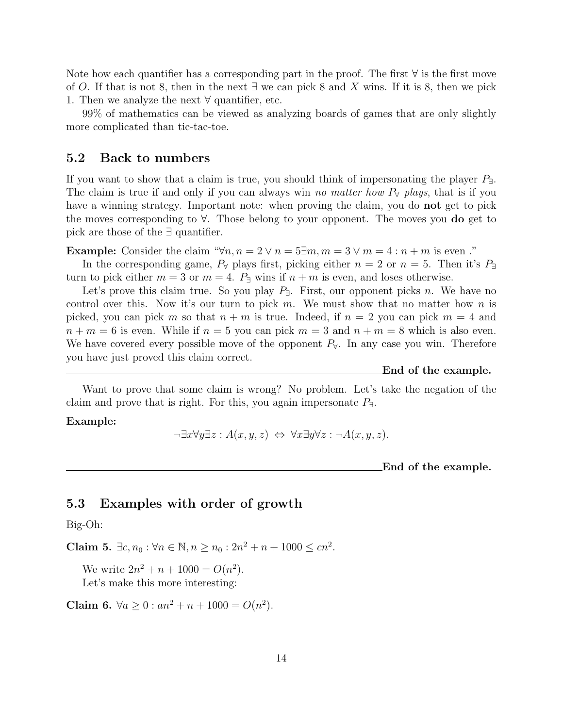Note how each quantifier has a corresponding part in the proof. The first $\forall$ is the first move of $O$. If that is not 8, then in the next $\exists$ we can pick 8 and $X$ wins. If it is 8, then we pick 1. Then we analyze the next $\forall$ quantifier, etc.

99% of mathematics can be viewed as analyzing boards of games that are only slightly more complicated than tic-tac-toe.

## 5.2 Back to numbers

If you want to show that a claim is true, you should think of impersonating the player $P_\exists$. The claim is true if and only if you can always win *no matter how* $P_\forall$ *plays*, that is if you have a winning strategy. Important note: when proving the claim, you do **not** get to pick the moves corresponding to $\forall$. Those belong to your opponent. The moves you **do** get to pick are those of the $\exists$ quantifier.

**Example:** Consider the claim "$\forall n, n = 2 \vee n = 5 \exists m, m = 3 \vee m = 4 : n + m$ is even ."

In the corresponding game, $P_\forall$ plays first, picking either $n = 2$ or $n = 5$. Then it's $P_\exists$ turn to pick either $m = 3$ or $m = 4$. $P_\exists$ wins if $n + m$ is even, and loses otherwise.

Let's prove this claim true. So you play $P_\exists$. First, our opponent picks $n$. We have no control over this. Now it's our turn to pick $m$. We must show that no matter how $n$ is picked, you can pick $m$ so that $n + m$ is true. Indeed, if $n = 2$ you can pick $m = 4$ and $n + m = 6$ is even. While if $n = 5$ you can pick $m = 3$ and $n + m = 8$ which is also even. We have covered every possible move of the opponent $P_\forall$. In any case you win. Therefore you have just proved this claim correct.

**End of the example.**

Want to prove that some claim is wrong? No problem. Let's take the negation of the claim and prove that is right. For this, you again impersonate $P_\exists$.

**Example:**

$$\neg \exists x \forall y \exists z : A(x, y, z) \Leftrightarrow \forall x \exists y \forall z : \neg A(x, y, z).$$

**End of the example.**

## 5.3 Examples with order of growth

Big-Oh:

**Claim 5.** $\exists c, n_0 : \forall n \in \mathbb{N}, n \geq n_0 : 2n^2 + n + 1000 \leq cn^2$.

We write $2n^2 + n + 1000 = O(n^2)$.
Let's make this more interesting:

**Claim 6.** $\forall a \geq 0 : an^2 + n + 1000 = O(n^2)$.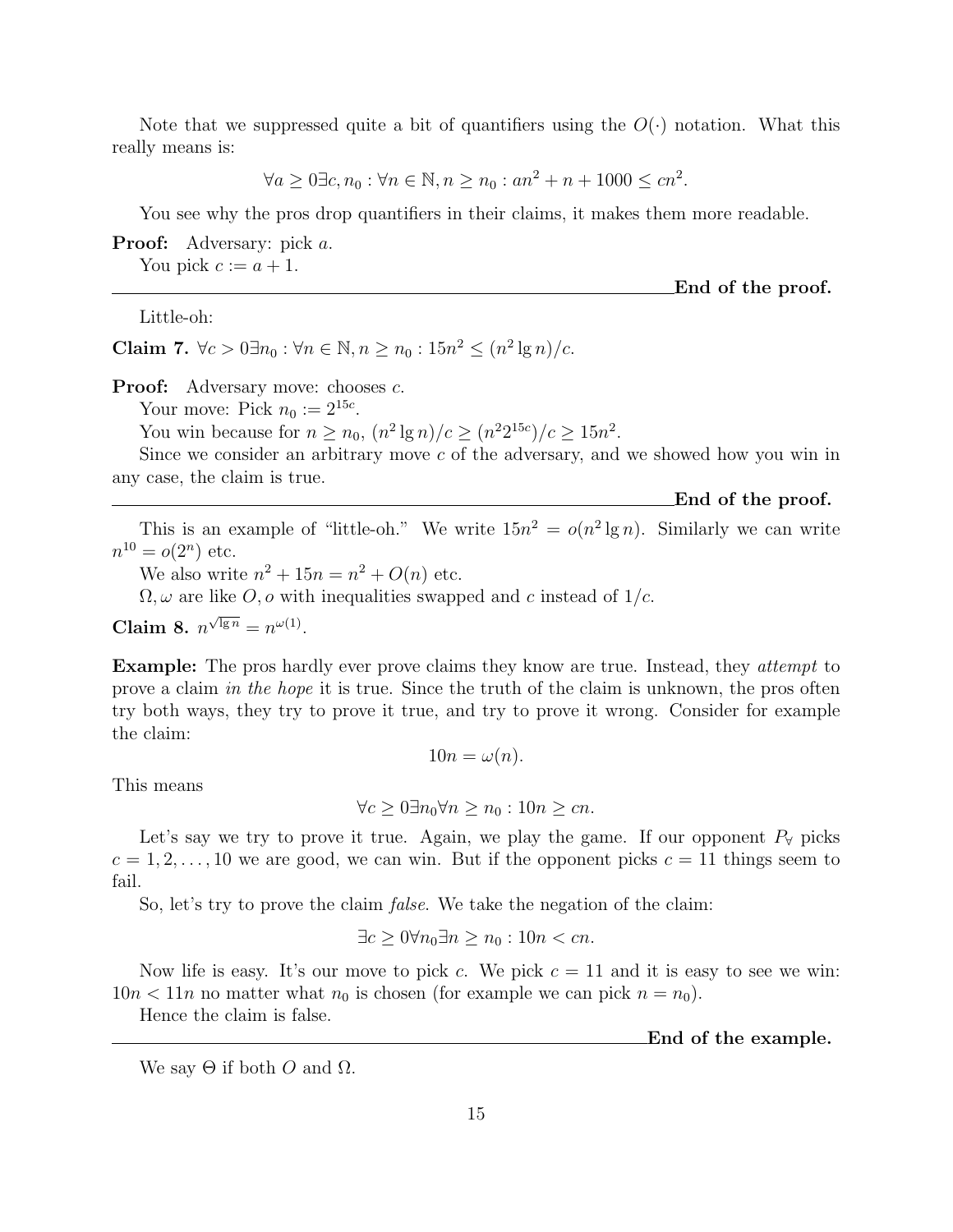Note that we suppressed quite a bit of quantifiers using the $O(\cdot)$ notation. What this really means is:

$$\forall a \geq 0 \exists c, n_0 : \forall n \in \mathbb{N}, n \geq n_0 : an^2 + n + 1000 \leq cn^2.$$

You see why the pros drop quantifiers in their claims, it makes them more readable.

**Proof:** Adversary: pick $a$.
You pick $c := a + 1$.

**End of the proof.**

Little-oh:

**Claim 7.** $\forall c > 0 \exists n_0 : \forall n \in \mathbb{N}, n \geq n_0 : 15n^2 \leq (n^2 \lg n)/c$.

**Proof:** Adversary move: chooses $c$.
Your move: Pick $n_0 := 2^{15c}$.
You win because for $n \geq n_0$, $(n^2 \lg n)/c \geq (n^2 2^{15c})/c \geq 15n^2$.
Since we consider an arbitrary move $c$ of the adversary, and we showed how you win in any case, the claim is true.

**End of the proof.**

This is an example of "little-oh." We write $15n^2 = o(n^2 \lg n)$. Similarly we can write $n^{10} = o(2^n)$ etc.

We also write $n^2 + 15n = n^2 + O(n)$ etc.

$\Omega, \omega$ are like $O, o$ with inequalities swapped and $c$ instead of $1/c$.

**Claim 8.** $n^{\sqrt{\lg n}} = n^{\omega(1)}$.

**Example:** The pros hardly ever prove claims they know are true. Instead, they *attempt* to prove a claim *in the hope* it is true. Since the truth of the claim is unknown, the pros often try both ways, they try to prove it true, and try to prove it wrong. Consider for example the claim:

$$10n = \omega(n).$$

This means

$$\forall c \geq 0 \exists n_0 \forall n \geq n_0 : 10n \geq cn.$$

Let's say we try to prove it true. Again, we play the game. If our opponent $P_\forall$ picks $c = 1, 2, \ldots, 10$ we are good, we can win. But if the opponent picks $c = 11$ things seem to fail.

So, let's try to prove the claim *false*. We take the negation of the claim:

$$\exists c \geq 0 \forall n_0 \exists n \geq n_0 : 10n < cn.$$

Now life is easy. It's our move to pick $c$. We pick $c = 11$ and it is easy to see we win: $10n < 11n$ no matter what $n_0$ is chosen (for example we can pick $n = n_0$).

Hence the claim is false.

**End of the example.**

We say $\Theta$ if both $O$ and $\Omega$.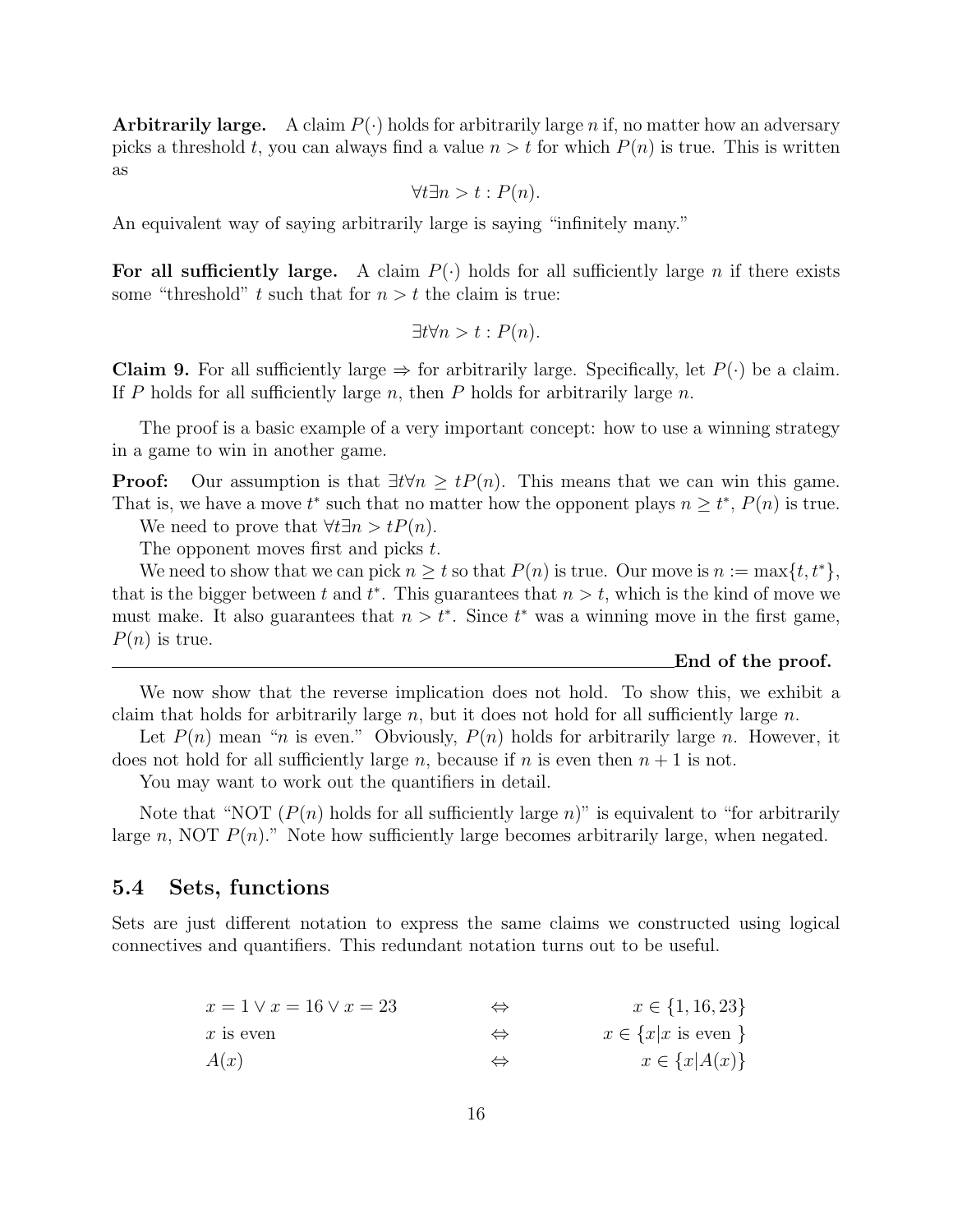**Arbitrarily large.** A claim $P(\cdot)$ holds for arbitrarily large $n$ if, no matter how an adversary picks a threshold $t$, you can always find a value $n > t$ for which $P(n)$ is true. This is written as

$$\forall t \exists n > t : P(n).$$

An equivalent way of saying arbitrarily large is saying "infinitely many."

**For all sufficiently large.** A claim $P(\cdot)$ holds for all sufficiently large $n$ if there exists some "threshold" $t$ such that for $n > t$ the claim is true:

$$\exists t \forall n > t : P(n).$$

**Claim 9.** For all sufficiently large $\Rightarrow$ for arbitrarily large. Specifically, let $P(\cdot)$ be a claim. If $P$ holds for all sufficiently large $n$, then $P$ holds for arbitrarily large $n$.

The proof is a basic example of a very important concept: how to use a winning strategy in a game to win in another game.

**Proof:** Our assumption is that $\exists t \forall n \geq t P(n)$. This means that we can win this game. That is, we have a move $t^*$ such that no matter how the opponent plays $n \geq t^*$, $P(n)$ is true.

We need to prove that $\forall t \exists n > t P(n)$.

The opponent moves first and picks $t$.

We need to show that we can pick $n \geq t$ so that $P(n)$ is true. Our move is $n := \max\{t, t^*\}$, that is the bigger between $t$ and $t^*$. This guarantees that $n > t$, which is the kind of move we must make. It also guarantees that $n > t^*$. Since $t^*$ was a winning move in the first game, $P(n)$ is true.

**End of the proof.**

We now show that the reverse implication does not hold. To show this, we exhibit a claim that holds for arbitrarily large $n$, but it does not hold for all sufficiently large $n$.

Let $P(n)$ mean "$n$ is even." Obviously, $P(n)$ holds for arbitrarily large $n$. However, it does not hold for all sufficiently large $n$, because if $n$ is even then $n + 1$ is not.

You may want to work out the quantifiers in detail.

Note that "NOT ($P(n)$ holds for all sufficiently large $n$)" is equivalent to "for arbitrarily large $n$, NOT $P(n)$." Note how sufficiently large becomes arbitrarily large, when negated.

## 5.4 Sets, functions

Sets are just different notation to express the same claims we constructed using logical connectives and quantifiers. This redundant notation turns out to be useful.

| | | |
|---|---|---|
| $x = 1 \vee x = 16 \vee x = 23$ | $\Leftrightarrow$ | $x \in \{1, 16, 23\}$ |
| $x$ is even | $\Leftrightarrow$ | $x \in \{x \mid x \text{ is even }\}$ |
| $A(x)$ | $\Leftrightarrow$ | $x \in \{x \mid A(x)\}$ |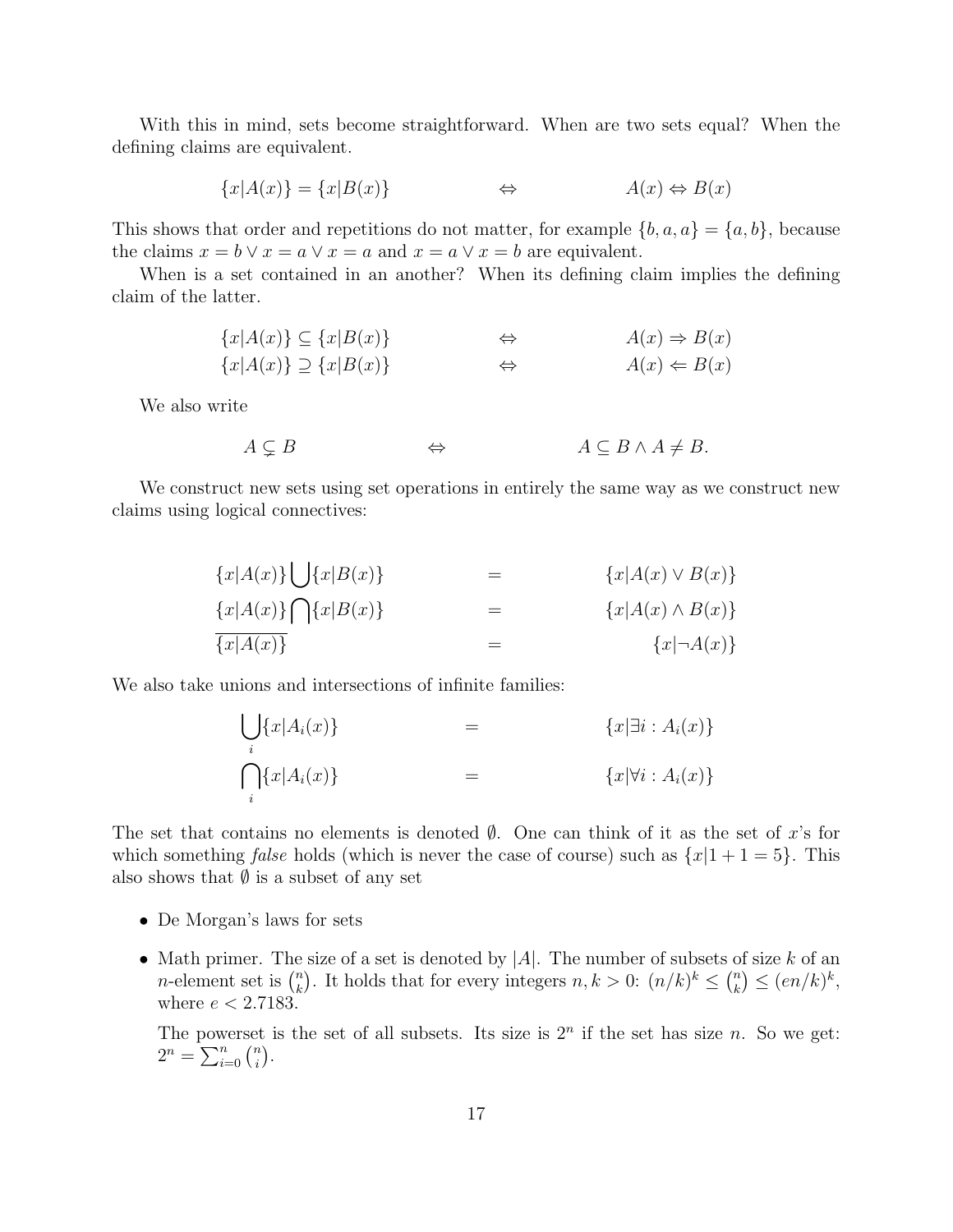With this in mind, sets become straightforward. When are two sets equal? When the defining claims are equivalent.

$$\{x|A(x)\} = \{x|B(x)\} \qquad \Leftrightarrow \qquad A(x) \Leftrightarrow B(x)$$

This shows that order and repetitions do not matter, for example $\{b, a, a\} = \{a, b\}$, because the claims $x = b \vee x = a \vee x = a$ and $x = a \vee x = b$ are equivalent.

When is a set contained in an another? When its defining claim implies the defining claim of the latter.

$$\{x|A(x)\} \subseteq \{x|B(x)\} \qquad \Leftrightarrow \qquad A(x) \Rightarrow B(x)$$
$$\{x|A(x)\} \supseteq \{x|B(x)\} \qquad \Leftrightarrow \qquad A(x) \Leftarrow B(x)$$

We also write

$$A \subsetneq B \qquad \Leftrightarrow \qquad A \subseteq B \wedge A \neq B.$$

We construct new sets using set operations in entirely the same way as we construct new claims using logical connectives:

$$\{x|A(x)\} \bigcup \{x|B(x)\} \qquad = \qquad \{x|A(x) \vee B(x)\}$$
$$\{x|A(x)\} \bigcap \{x|B(x)\} \qquad = \qquad \{x|A(x) \wedge B(x)\}$$
$$\overline{\{x|A(x)\}} \qquad = \qquad \{x|\neg A(x)\}$$

We also take unions and intersections of infinite families:

$$\bigcup_i \{x|A_i(x)\} \qquad = \qquad \{x|\exists i : A_i(x)\}$$
$$\bigcap_i \{x|A_i(x)\} \qquad = \qquad \{x|\forall i : A_i(x)\}$$

The set that contains no elements is denoted $\emptyset$. One can think of it as the set of $x$'s for which something *false* holds (which is never the case of course) such as $\{x|1 + 1 = 5\}$. This also shows that $\emptyset$ is a subset of any set

- De Morgan's laws for sets
- Math primer. The size of a set is denoted by $|A|$. The number of subsets of size $k$ of an $n$-element set is $\binom{n}{k}$. It holds that for every integers $n, k > 0$: $(n/k)^k \leq \binom{n}{k} \leq (en/k)^k$, where $e < 2.7183$.

  The powerset is the set of all subsets. Its size is $2^n$ if the set has size $n$. So we get: $2^n = \sum_{i=0}^{n} \binom{n}{i}$.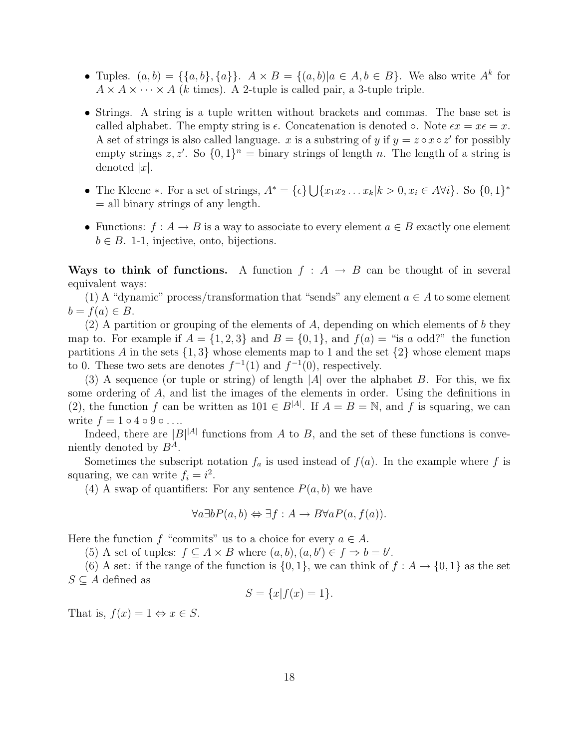- Tuples. $(a, b) = \{\{a, b\}, \{a\}\}$. $A \times B = \{(a, b) | a \in A, b \in B\}$. We also write $A^k$ for $A \times A \times \cdots \times A$ ($k$ times). A 2-tuple is called pair, a 3-tuple triple.

- Strings. A string is a tuple written without brackets and commas. The base set is called alphabet. The empty string is $\epsilon$. Concatenation is denoted $\circ$. Note $\epsilon x = x\epsilon = x$. A set of strings is also called language. $x$ is a substring of $y$ if $y = z \circ x \circ z'$ for possibly empty strings $z, z'$. So $\{0,1\}^n$ = binary strings of length $n$. The length of a string is denoted $|x|$.

- The Kleene $*$. For a set of strings, $A^* = \{\epsilon\} \bigcup \{x_1 x_2 \ldots x_k | k > 0, x_i \in A \forall i\}$. So $\{0,1\}^*$ = all binary strings of any length.

- Functions: $f : A \to B$ is a way to associate to every element $a \in B$ exactly one element $b \in B$. 1-1, injective, onto, bijections.

**Ways to think of functions.** A function $f : A \to B$ can be thought of in several equivalent ways:

(1) A "dynamic" process/transformation that "sends" any element $a \in A$ to some element $b = f(a) \in B$.

(2) A partition or grouping of the elements of $A$, depending on which elements of $b$ they map to. For example if $A = \{1, 2, 3\}$ and $B = \{0, 1\}$, and $f(a)$ = "is $a$ odd?" the function partitions $A$ in the sets $\{1, 3\}$ whose elements map to 1 and the set $\{2\}$ whose element maps to 0. These two sets are denotes $f^{-1}(1)$ and $f^{-1}(0)$, respectively.

(3) A sequence (or tuple or string) of length $|A|$ over the alphabet $B$. For this, we fix some ordering of $A$, and list the images of the elements in order. Using the definitions in (2), the function $f$ can be written as $101 \in B^{|A|}$. If $A = B = \mathbb{N}$, and $f$ is squaring, we can write $f = 1 \circ 4 \circ 9 \circ \ldots$.

Indeed, there are $|B|^{|A|}$ functions from $A$ to $B$, and the set of these functions is conveniently denoted by $B^A$.

Sometimes the subscript notation $f_a$ is used instead of $f(a)$. In the example where $f$ is squaring, we can write $f_i = i^2$.

(4) A swap of quantifiers: For any sentence $P(a, b)$ we have

$$\forall a \exists b P(a, b) \Leftrightarrow \exists f : A \to B \forall a P(a, f(a)).$$

Here the function $f$ "commits" us to a choice for every $a \in A$.

(5) A set of tuples: $f \subseteq A \times B$ where $(a, b), (a, b') \in f \Rightarrow b = b'$.

(6) A set: if the range of the function is $\{0, 1\}$, we can think of $f : A \to \{0, 1\}$ as the set $S \subseteq A$ defined as

$$S = \{x | f(x) = 1\}.$$

That is, $f(x) = 1 \Leftrightarrow x \in S$.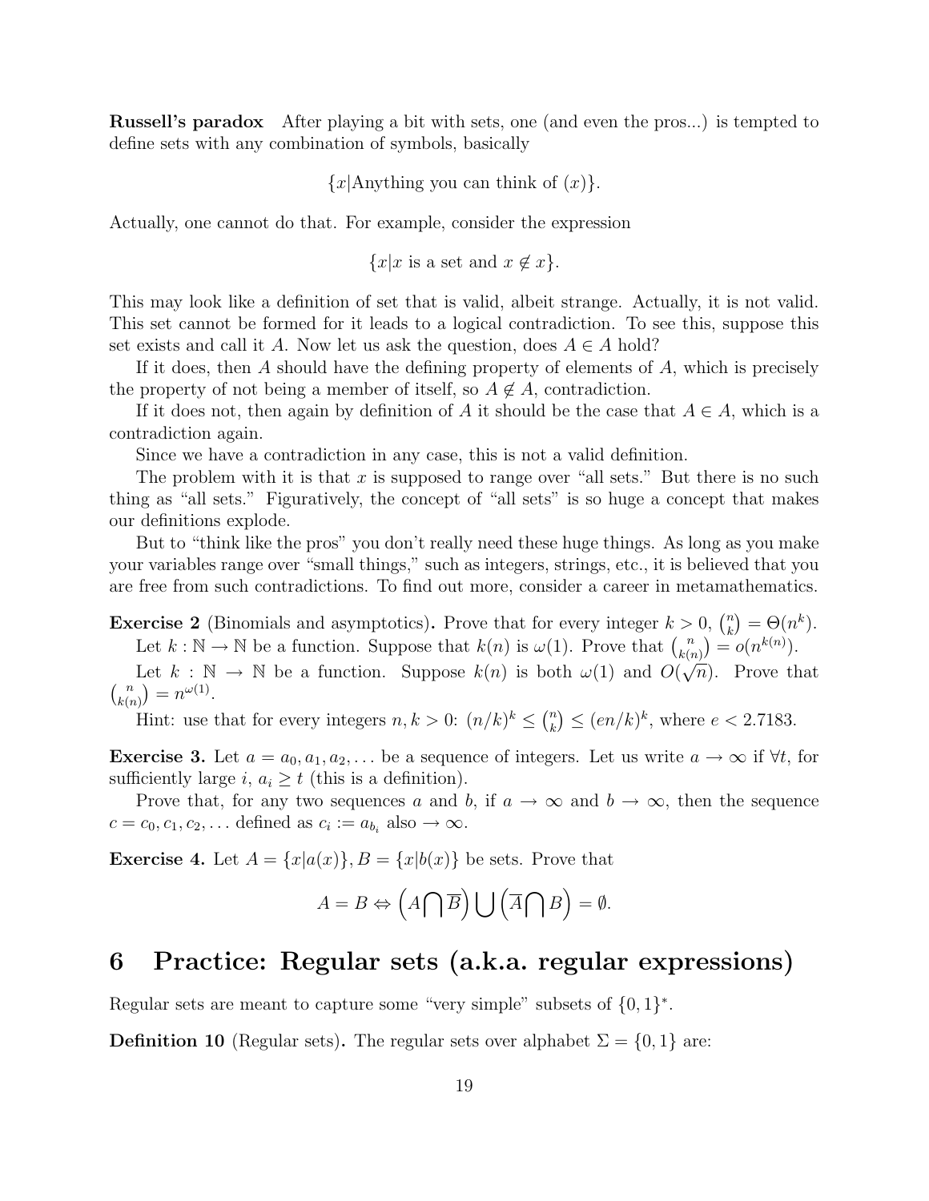**Russell's paradox** After playing a bit with sets, one (and even the pros...) is tempted to define sets with any combination of symbols, basically

$$\{x | \text{Anything you can think of } (x)\}.$$

Actually, one cannot do that. For example, consider the expression

$$\{x | x \text{ is a set and } x \notin x\}.$$

This may look like a definition of set that is valid, albeit strange. Actually, it is not valid. This set cannot be formed for it leads to a logical contradiction. To see this, suppose this set exists and call it $A$. Now let us ask the question, does $A \in A$ hold?

If it does, then $A$ should have the defining property of elements of $A$, which is precisely the property of not being a member of itself, so $A \notin A$, contradiction.

If it does not, then again by definition of $A$ it should be the case that $A \in A$, which is a contradiction again.

Since we have a contradiction in any case, this is not a valid definition.

The problem with it is that $x$ is supposed to range over "all sets." But there is no such thing as "all sets." Figuratively, the concept of "all sets" is so huge a concept that makes our definitions explode.

But to "think like the pros" you don't really need these huge things. As long as you make your variables range over "small things," such as integers, strings, etc., it is believed that you are free from such contradictions. To find out more, consider a career in metamathematics.

**Exercise 2** (Binomials and asymptotics)**.** Prove that for every integer $k > 0$, $\binom{n}{k} = \Theta(n^k)$.

Let $k : \mathbb{N} \to \mathbb{N}$ be a function. Suppose that $k(n)$ is $\omega(1)$. Prove that $\binom{n}{k(n)} = o(n^{k(n)})$.

Let $k : \mathbb{N} \to \mathbb{N}$ be a function. Suppose $k(n)$ is both $\omega(1)$ and $O(\sqrt{n})$. Prove that $\binom{n}{k(n)} = n^{\omega(1)}$.

Hint: use that for every integers $n, k > 0$: $(n/k)^k \leq \binom{n}{k} \leq (en/k)^k$, where $e < 2.7183$.

**Exercise 3.** Let $a = a_0, a_1, a_2, \ldots$ be a sequence of integers. Let us write $a \to \infty$ if $\forall t$, for sufficiently large $i$, $a_i \geq t$ (this is a definition).

Prove that, for any two sequences $a$ and $b$, if $a \to \infty$ and $b \to \infty$, then the sequence $c = c_0, c_1, c_2, \ldots$ defined as $c_i := a_{b_i}$ also $\to \infty$.

**Exercise 4.** Let $A = \{x | a(x)\}, B = \{x | b(x)\}$ be sets. Prove that

$$A = B \Leftrightarrow \left(A \bigcap \overline{B}\right) \bigcup \left(\overline{A} \bigcap B\right) = \emptyset.$$

## 6 Practice: Regular sets (a.k.a. regular expressions)

Regular sets are meant to capture some "very simple" subsets of $\{0,1\}^*$.

**Definition 10** (Regular sets)**.** The regular sets over alphabet $\Sigma = \{0, 1\}$ are: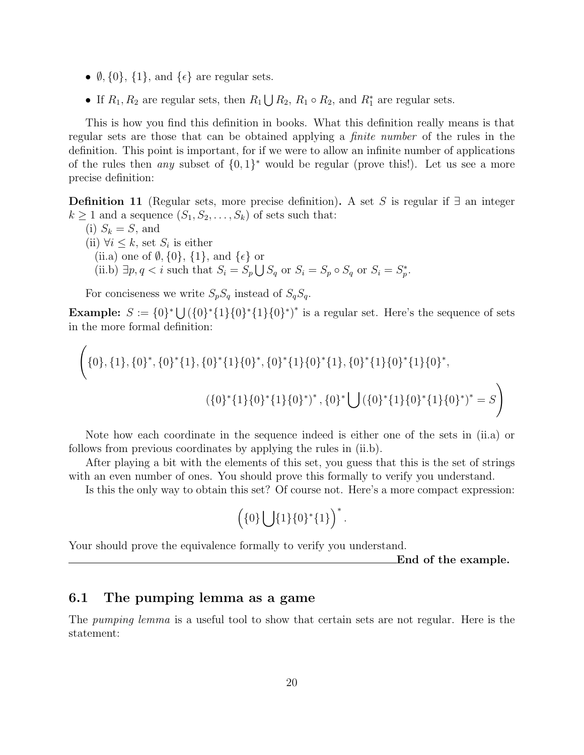- $\emptyset$, $\{0\}$, $\{1\}$, and $\{\epsilon\}$ are regular sets.
- If $R_1, R_2$ are regular sets, then $R_1 \bigcup R_2$, $R_1 \circ R_2$, and $R_1^*$ are regular sets.

This is how you find this definition in books. What this definition really means is that regular sets are those that can be obtained applying a *finite number* of the rules in the definition. This point is important, for if we were to allow an infinite number of applications of the rules then *any* subset of $\{0,1\}^*$ would be regular (prove this!). Let us see a more precise definition:

**Definition 11** (Regular sets, more precise definition)**.** A set $S$ is regular if $\exists$ an integer $k \geq 1$ and a sequence $(S_1, S_2, \ldots, S_k)$ of sets such that:
(i) $S_k = S$, and
(ii) $\forall i \leq k$, set $S_i$ is either
  (ii.a) one of $\emptyset$, $\{0\}$, $\{1\}$, and $\{\epsilon\}$ or
  (ii.b) $\exists p, q < i$ such that $S_i = S_p \bigcup S_q$ or $S_i = S_p \circ S_q$ or $S_i = S_p^*$.

For conciseness we write $S_p S_q$ instead of $S_q S_q$.

**Example:** $S := \{0\}^* \bigcup (\{0\}^*\{1\}\{0\}^*\{1\}\{0\}^*)^*$ is a regular set. Here's the sequence of sets in the more formal definition:

$$\Big(\{0\}, \{1\}, \{0\}^*, \{0\}^*\{1\}, \{0\}^*\{1\}\{0\}^*, \{0\}^*\{1\}\{0\}^*\{1\}, \{0\}^*\{1\}\{0\}^*\{1\}\{0\}^*,$$
$$(\{0\}^*\{1\}\{0\}^*\{1\}\{0\}^*)^*, \{0\}^* \bigcup (\{0\}^*\{1\}\{0\}^*\{1\}\{0\}^*)^* = S\Big)$$

Note how each coordinate in the sequence indeed is either one of the sets in (ii.a) or follows from previous coordinates by applying the rules in (ii.b).

After playing a bit with the elements of this set, you guess that this is the set of strings with an even number of ones. You should prove this formally to verify you understand.

Is this the only way to obtain this set? Of course not. Here's a more compact expression:

$$\Big(\{0\} \bigcup \{1\}\{0\}^*\{1\}\Big)^*.$$

Your should prove the equivalence formally to verify you understand.

**End of the example.**

## 6.1 The pumping lemma as a game

The *pumping lemma* is a useful tool to show that certain sets are not regular. Here is the statement: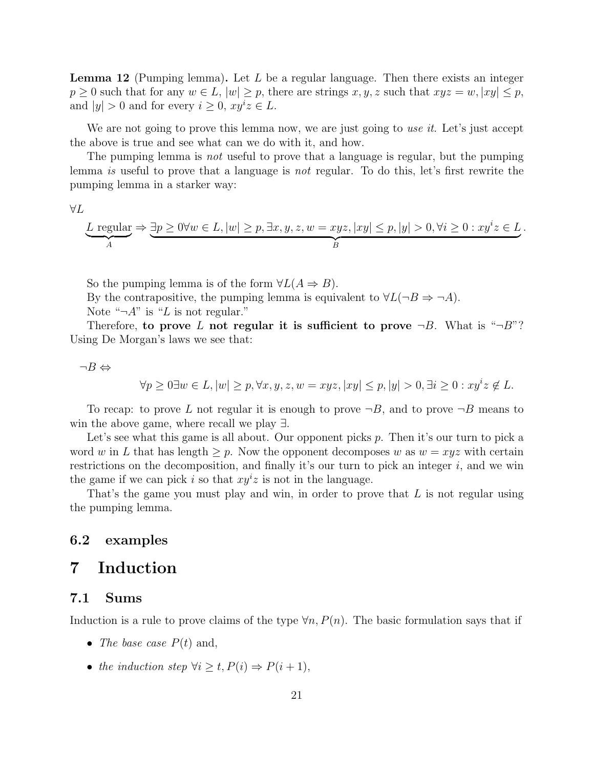**Lemma 12** (Pumping lemma)**.** Let $L$ be a regular language. Then there exists an integer $p \geq 0$ such that for any $w \in L$, $|w| \geq p$, there are strings $x, y, z$ such that $xyz = w$, $|xy| \leq p$, and $|y| > 0$ and for every $i \geq 0$, $xy^iz \in L$.

We are not going to prove this lemma now, we are just going to *use it*. Let's just accept the above is true and see what can we do with it, and how.

The pumping lemma is *not* useful to prove that a language is regular, but the pumping lemma *is* useful to prove that a language is *not* regular. To do this, let's first rewrite the pumping lemma in a starker way:

$$\forall L$$

$$\underbrace{L \text{ regular}}_{A} \Rightarrow \underbrace{\exists p \geq 0 \forall w \in L, |w| \geq p, \exists x, y, z, w = xyz, |xy| \leq p, |y| > 0, \forall i \geq 0 : xy^iz \in L}_{B}.$$

So the pumping lemma is of the form $\forall L(A \Rightarrow B)$.

By the contrapositive, the pumping lemma is equivalent to $\forall L(\neg B \Rightarrow \neg A)$.

Note "$\neg A$" is "$L$ is not regular."

Therefore, **to prove $L$ not regular it is sufficient to prove** $\neg B$. What is "$\neg B$"? Using De Morgan's laws we see that:

$\neg B \Leftrightarrow$

$$\forall p \geq 0 \exists w \in L, |w| \geq p, \forall x, y, z, w = xyz, |xy| \leq p, |y| > 0, \exists i \geq 0 : xy^iz \notin L.$$

To recap: to prove $L$ not regular it is enough to prove $\neg B$, and to prove $\neg B$ means to win the above game, where recall we play $\exists$.

Let's see what this game is all about. Our opponent picks $p$. Then it's our turn to pick a word $w$ in $L$ that has length $\geq p$. Now the opponent decomposes $w$ as $w = xyz$ with certain restrictions on the decomposition, and finally it's our turn to pick an integer $i$, and we win the game if we can pick $i$ so that $xy^iz$ is not in the language.

That's the game you must play and win, in order to prove that $L$ is not regular using the pumping lemma.

### 6.2 examples

# 7 Induction

### 7.1 Sums

Induction is a rule to prove claims of the type $\forall n, P(n)$. The basic formulation says that if

- *The base case* $P(t)$ and,
- *the induction step* $\forall i \geq t, P(i) \Rightarrow P(i + 1)$,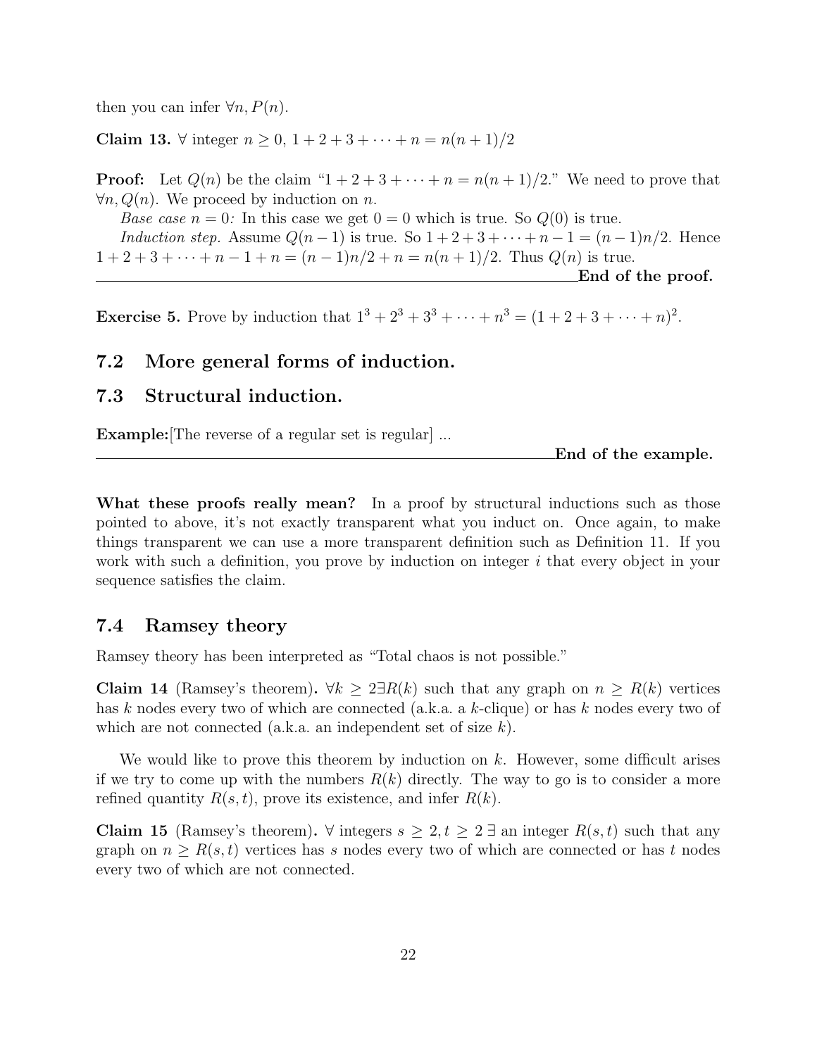then you can infer $\forall n, P(n)$.

**Claim 13.** $\forall$ integer $n \geq 0$, $1 + 2 + 3 + \cdots + n = n(n+1)/2$

**Proof:** Let $Q(n)$ be the claim "$1 + 2 + 3 + \cdots + n = n(n+1)/2$." We need to prove that $\forall n, Q(n)$. We proceed by induction on $n$.

*Base case $n = 0$:* In this case we get $0 = 0$ which is true. So $Q(0)$ is true.

*Induction step.* Assume $Q(n-1)$ is true. So $1 + 2 + 3 + \cdots + n - 1 = (n-1)n/2$. Hence $1 + 2 + 3 + \cdots + n - 1 + n = (n-1)n/2 + n = n(n+1)/2$. Thus $Q(n)$ is true.

**End of the proof.**

---

**Exercise 5.** Prove by induction that $1^3 + 2^3 + 3^3 + \cdots + n^3 = (1 + 2 + 3 + \cdots + n)^2$.

## 7.2 More general forms of induction.

## 7.3 Structural induction.

**Example:**[The reverse of a regular set is regular] ...

**End of the example.**

---

**What these proofs really mean?** In a proof by structural inductions such as those pointed to above, it's not exactly transparent what you induct on. Once again, to make things transparent we can use a more transparent definition such as Definition 11. If you work with such a definition, you prove by induction on integer $i$ that every object in your sequence satisfies the claim.

## 7.4 Ramsey theory

Ramsey theory has been interpreted as "Total chaos is not possible."

**Claim 14** (Ramsey's theorem)**.** $\forall k \geq 2 \exists R(k)$ such that any graph on $n \geq R(k)$ vertices has $k$ nodes every two of which are connected (a.k.a. a $k$-clique) or has $k$ nodes every two of which are not connected (a.k.a. an independent set of size $k$).

We would like to prove this theorem by induction on $k$. However, some difficult arises if we try to come up with the numbers $R(k)$ directly. The way to go is to consider a more refined quantity $R(s,t)$, prove its existence, and infer $R(k)$.

**Claim 15** (Ramsey's theorem)**.** $\forall$ integers $s \geq 2, t \geq 2$ $\exists$ an integer $R(s,t)$ such that any graph on $n \geq R(s,t)$ vertices has $s$ nodes every two of which are connected or has $t$ nodes every two of which are not connected.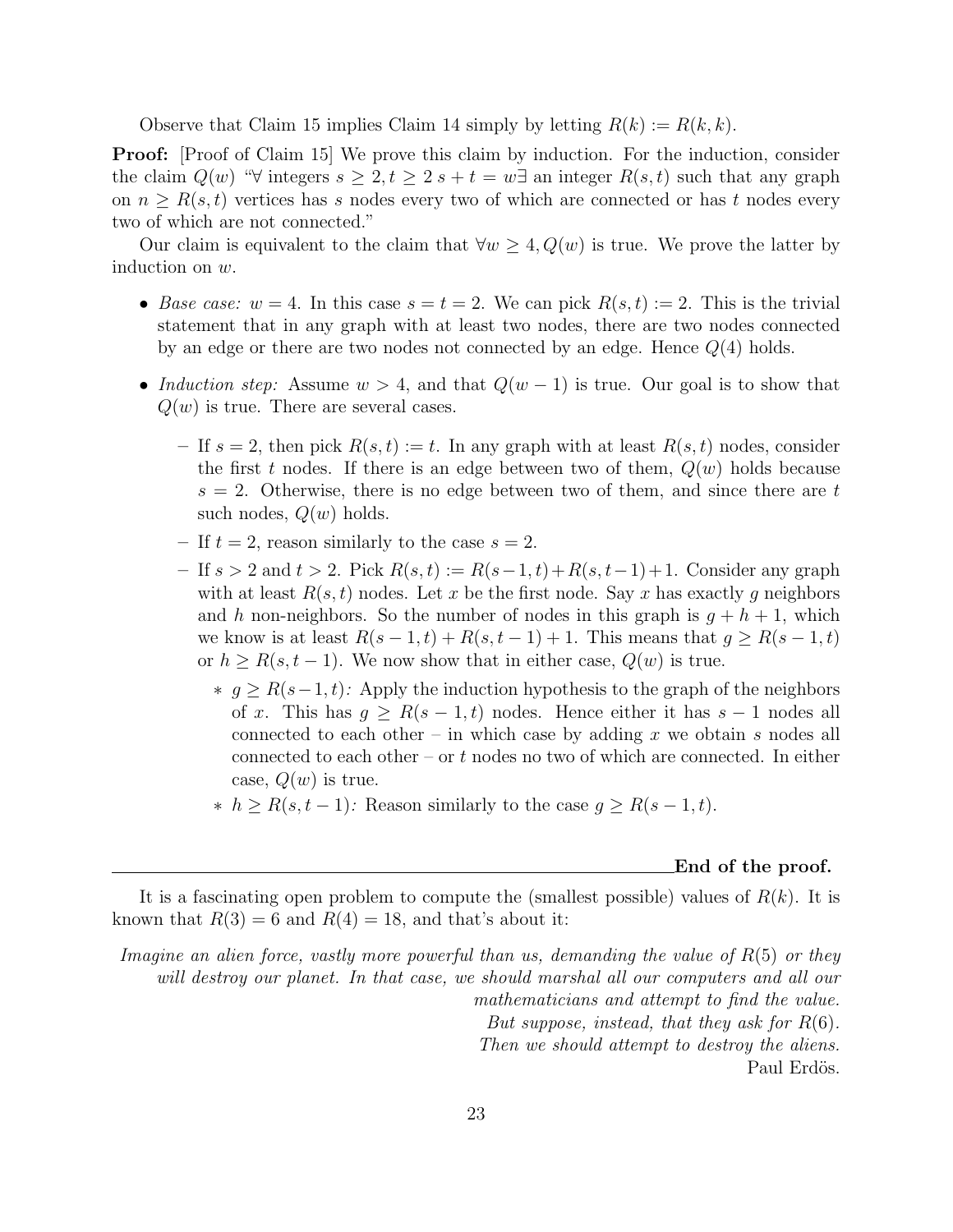Observe that Claim 15 implies Claim 14 simply by letting $R(k) := R(k, k)$.

**Proof:** [Proof of Claim 15] We prove this claim by induction. For the induction, consider the claim $Q(w)$ "$\forall$ integers $s \geq 2, t \geq 2$ $s + t = w \exists$ an integer $R(s, t)$ such that any graph on $n \geq R(s, t)$ vertices has $s$ nodes every two of which are connected or has $t$ nodes every two of which are not connected."

Our claim is equivalent to the claim that $\forall w \geq 4, Q(w)$ is true. We prove the latter by induction on $w$.

- *Base case:* $w = 4$. In this case $s = t = 2$. We can pick $R(s, t) := 2$. This is the trivial statement that in any graph with at least two nodes, there are two nodes connected by an edge or there are two nodes not connected by an edge. Hence $Q(4)$ holds.
- *Induction step:* Assume $w > 4$, and that $Q(w - 1)$ is true. Our goal is to show that $Q(w)$ is true. There are several cases.
  - If $s = 2$, then pick $R(s, t) := t$. In any graph with at least $R(s, t)$ nodes, consider the first $t$ nodes. If there is an edge between two of them, $Q(w)$ holds because $s = 2$. Otherwise, there is no edge between two of them, and since there are $t$ such nodes, $Q(w)$ holds.
  - If $t = 2$, reason similarly to the case $s = 2$.
  - If $s > 2$ and $t > 2$. Pick $R(s, t) := R(s-1, t) + R(s, t-1) + 1$. Consider any graph with at least $R(s, t)$ nodes. Let $x$ be the first node. Say $x$ has exactly $g$ neighbors and $h$ non-neighbors. So the number of nodes in this graph is $g + h + 1$, which we know is at least $R(s - 1, t) + R(s, t - 1) + 1$. This means that $g \geq R(s - 1, t)$ or $h \geq R(s, t - 1)$. We now show that in either case, $Q(w)$ is true.
    - $g \geq R(s-1, t)$*:* Apply the induction hypothesis to the graph of the neighbors of $x$. This has $g \geq R(s - 1, t)$ nodes. Hence either it has $s - 1$ nodes all connected to each other – in which case by adding $x$ we obtain $s$ nodes all connected to each other – or $t$ nodes no two of which are connected. In either case, $Q(w)$ is true.
    - $h \geq R(s, t - 1)$*:* Reason similarly to the case $g \geq R(s - 1, t)$.

**End of the proof.**

It is a fascinating open problem to compute the (smallest possible) values of $R(k)$. It is known that $R(3) = 6$ and $R(4) = 18$, and that's about it:

*Imagine an alien force, vastly more powerful than us, demanding the value of $R(5)$ or they will destroy our planet. In that case, we should marshal all our computers and all our mathematicians and attempt to find the value.*
*But suppose, instead, that they ask for $R(6)$.*
*Then we should attempt to destroy the aliens.*
Paul Erdös.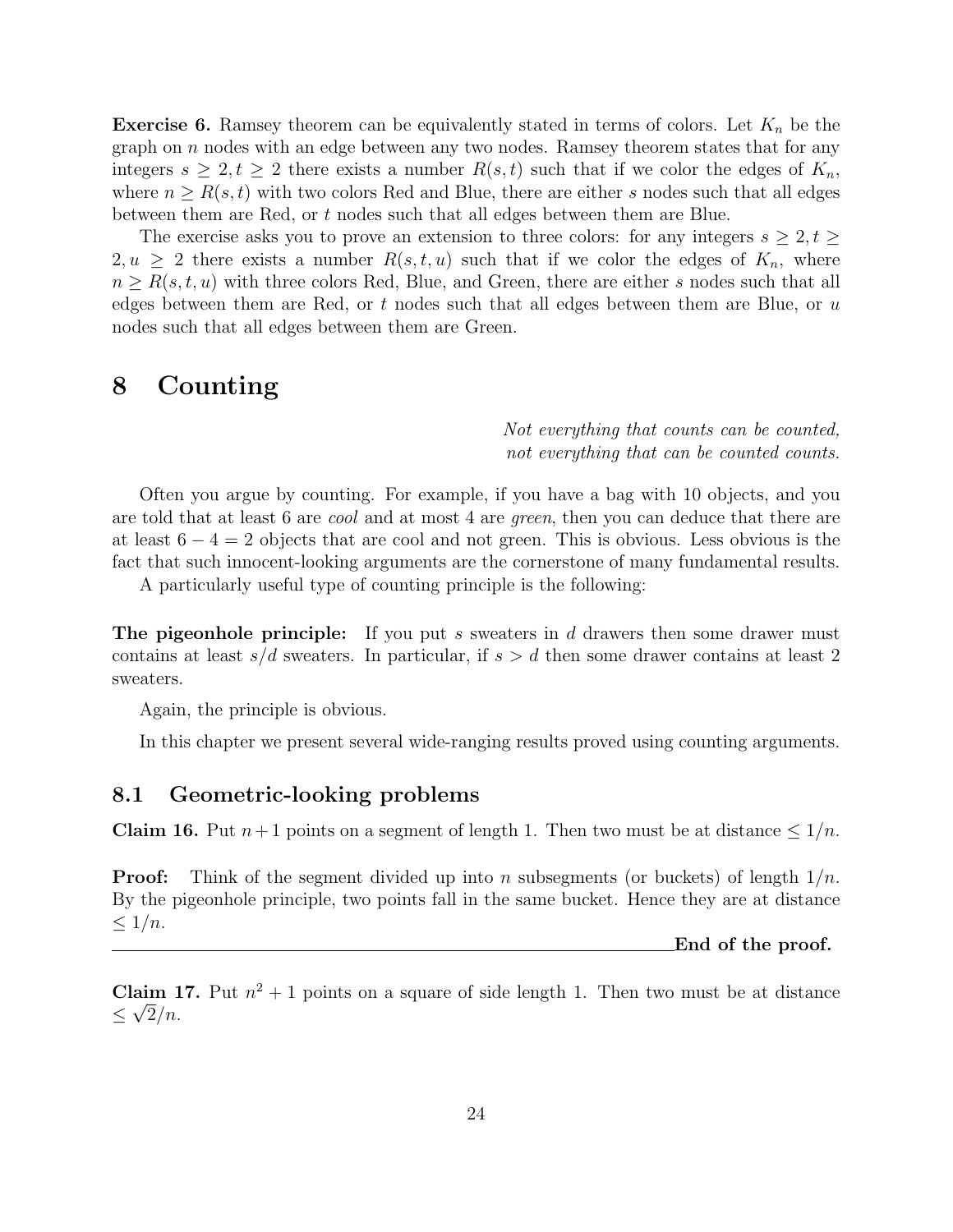**Exercise 6.** Ramsey theorem can be equivalently stated in terms of colors. Let $K_n$ be the graph on $n$ nodes with an edge between any two nodes. Ramsey theorem states that for any integers $s \geq 2, t \geq 2$ there exists a number $R(s,t)$ such that if we color the edges of $K_n$, where $n \geq R(s,t)$ with two colors Red and Blue, there are either $s$ nodes such that all edges between them are Red, or $t$ nodes such that all edges between them are Blue.

The exercise asks you to prove an extension to three colors: for any integers $s \geq 2, t \geq 2, u \geq 2$ there exists a number $R(s,t,u)$ such that if we color the edges of $K_n$, where $n \geq R(s,t,u)$ with three colors Red, Blue, and Green, there are either $s$ nodes such that all edges between them are Red, or $t$ nodes such that all edges between them are Blue, or $u$ nodes such that all edges between them are Green.

# 8 Counting

*Not everything that counts can be counted,*
*not everything that can be counted counts.*

Often you argue by counting. For example, if you have a bag with 10 objects, and you are told that at least 6 are *cool* and at most 4 are *green*, then you can deduce that there are at least $6 - 4 = 2$ objects that are cool and not green. This is obvious. Less obvious is the fact that such innocent-looking arguments are the cornerstone of many fundamental results.

A particularly useful type of counting principle is the following:

**The pigeonhole principle:** If you put $s$ sweaters in $d$ drawers then some drawer must contains at least $s/d$ sweaters. In particular, if $s > d$ then some drawer contains at least 2 sweaters.

Again, the principle is obvious.

In this chapter we present several wide-ranging results proved using counting arguments.

## 8.1 Geometric-looking problems

**Claim 16.** Put $n+1$ points on a segment of length 1. Then two must be at distance $\leq 1/n$.

**Proof:** Think of the segment divided up into $n$ subsegments (or buckets) of length $1/n$. By the pigeonhole principle, two points fall in the same bucket. Hence they are at distance $\leq 1/n$.

**End of the proof.**

**Claim 17.** Put $n^2+1$ points on a square of side length 1. Then two must be at distance $\leq \sqrt{2}/n$.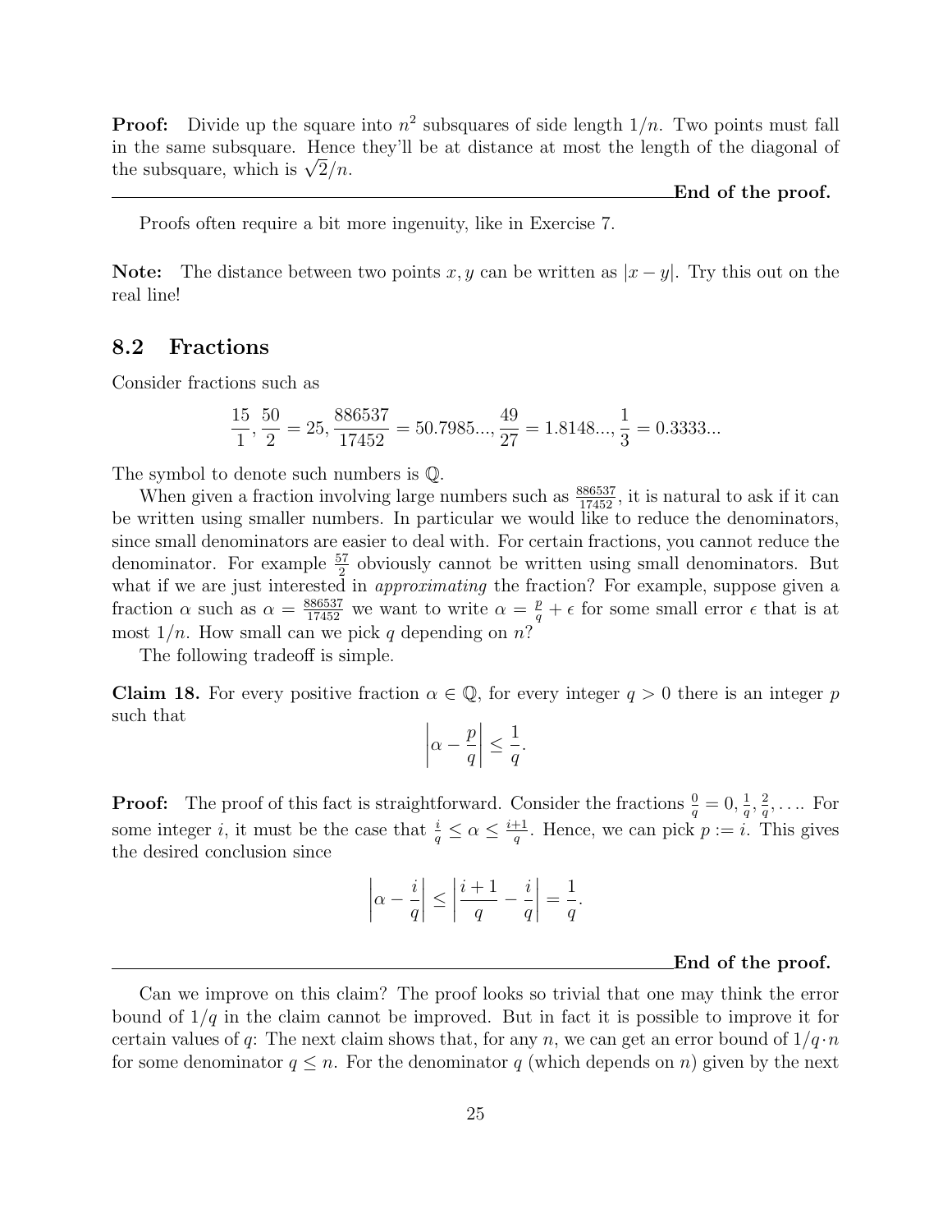**Proof:** Divide up the square into $n^2$ subsquares of side length $1/n$. Two points must fall in the same subsquare. Hence they'll be at distance at most the length of the diagonal of the subsquare, which is $\sqrt{2}/n$.

**End of the proof.**

Proofs often require a bit more ingenuity, like in Exercise 7.

**Note:** The distance between two points $x, y$ can be written as $|x - y|$. Try this out on the real line!

## 8.2 Fractions

Consider fractions such as

$$\frac{15}{1}, \frac{50}{2} = 25, \frac{886537}{17452} = 50.7985..., \frac{49}{27} = 1.8148..., \frac{1}{3} = 0.3333...$$

The symbol to denote such numbers is $\mathbb{Q}$.

When given a fraction involving large numbers such as $\frac{886537}{17452}$, it is natural to ask if it can be written using smaller numbers. In particular we would like to reduce the denominators, since small denominators are easier to deal with. For certain fractions, you cannot reduce the denominator. For example $\frac{57}{2}$ obviously cannot be written using small denominators. But what if we are just interested in *approximating* the fraction? For example, suppose given a fraction $\alpha$ such as $\alpha = \frac{886537}{17452}$ we want to write $\alpha = \frac{p}{q} + \epsilon$ for some small error $\epsilon$ that is at most $1/n$. How small can we pick $q$ depending on $n$?

The following tradeoff is simple.

**Claim 18.** For every positive fraction $\alpha \in \mathbb{Q}$, for every integer $q > 0$ there is an integer $p$ such that

$$\left|\alpha - \frac{p}{q}\right| \leq \frac{1}{q}.$$

**Proof:** The proof of this fact is straightforward. Consider the fractions $\frac{0}{q} = 0, \frac{1}{q}, \frac{2}{q}, \ldots$. For some integer $i$, it must be the case that $\frac{i}{q} \leq \alpha \leq \frac{i+1}{q}$. Hence, we can pick $p := i$. This gives the desired conclusion since

$$\left|\alpha - \frac{i}{q}\right| \leq \left|\frac{i+1}{q} - \frac{i}{q}\right| = \frac{1}{q}.$$

**End of the proof.**

Can we improve on this claim? The proof looks so trivial that one may think the error bound of $1/q$ in the claim cannot be improved. But in fact it is possible to improve it for certain values of $q$: The next claim shows that, for any $n$, we can get an error bound of $1/q \cdot n$ for some denominator $q \leq n$. For the denominator $q$ (which depends on $n$) given by the next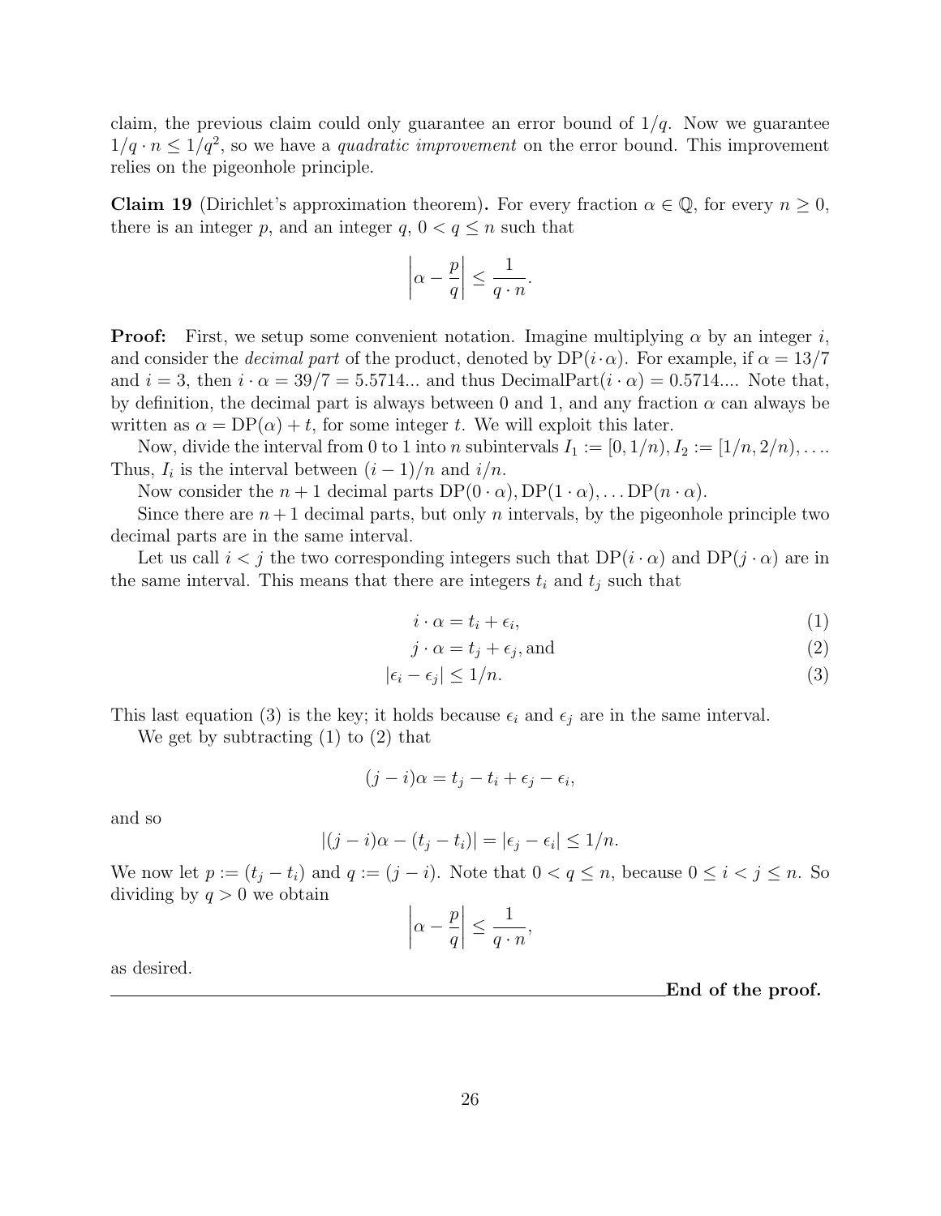claim, the previous claim could only guarantee an error bound of $1/q$. Now we guarantee $1/q \cdot n \leq 1/q^2$, so we have a *quadratic improvement* on the error bound. This improvement relies on the pigeonhole principle.

**Claim 19** (Dirichlet's approximation theorem)**.** For every fraction $\alpha \in \mathbb{Q}$, for every $n \geq 0$, there is an integer $p$, and an integer $q$, $0 < q \leq n$ such that

$$\left|\alpha - \frac{p}{q}\right| \leq \frac{1}{q \cdot n}.$$

**Proof:** First, we setup some convenient notation. Imagine multiplying $\alpha$ by an integer $i$, and consider the *decimal part* of the product, denoted by $\mathrm{DP}(i \cdot \alpha)$. For example, if $\alpha = 13/7$ and $i = 3$, then $i \cdot \alpha = 39/7 = 5.5714...$ and thus $\mathrm{DecimalPart}(i \cdot \alpha) = 0.5714....$ Note that, by definition, the decimal part is always between 0 and 1, and any fraction $\alpha$ can always be written as $\alpha = \mathrm{DP}(\alpha) + t$, for some integer $t$. We will exploit this later.

Now, divide the interval from 0 to 1 into $n$ subintervals $I_1 := [0, 1/n), I_2 := [1/n, 2/n), \ldots$. Thus, $I_i$ is the interval between $(i-1)/n$ and $i/n$.

Now consider the $n+1$ decimal parts $\mathrm{DP}(0 \cdot \alpha), \mathrm{DP}(1 \cdot \alpha), \ldots \mathrm{DP}(n \cdot \alpha)$.

Since there are $n+1$ decimal parts, but only $n$ intervals, by the pigeonhole principle two decimal parts are in the same interval.

Let us call $i < j$ the two corresponding integers such that $\mathrm{DP}(i \cdot \alpha)$ and $\mathrm{DP}(j \cdot \alpha)$ are in the same interval. This means that there are integers $t_i$ and $t_j$ such that

$$i \cdot \alpha = t_i + \epsilon_i, \tag{1}$$

$$j \cdot \alpha = t_j + \epsilon_j, \text{and} \tag{2}$$

$$|\epsilon_i - \epsilon_j| \leq 1/n. \tag{3}$$

This last equation (3) is the key; it holds because $\epsilon_i$ and $\epsilon_j$ are in the same interval.

We get by subtracting (1) to (2) that

$$(j - i)\alpha = t_j - t_i + \epsilon_j - \epsilon_i,$$

and so

$$|(j - i)\alpha - (t_j - t_i)| = |\epsilon_j - \epsilon_i| \leq 1/n.$$

We now let $p := (t_j - t_i)$ and $q := (j - i)$. Note that $0 < q \leq n$, because $0 \leq i < j \leq n$. So dividing by $q > 0$ we obtain

$$\left|\alpha - \frac{p}{q}\right| \leq \frac{1}{q \cdot n},$$

as desired.

**End of the proof.**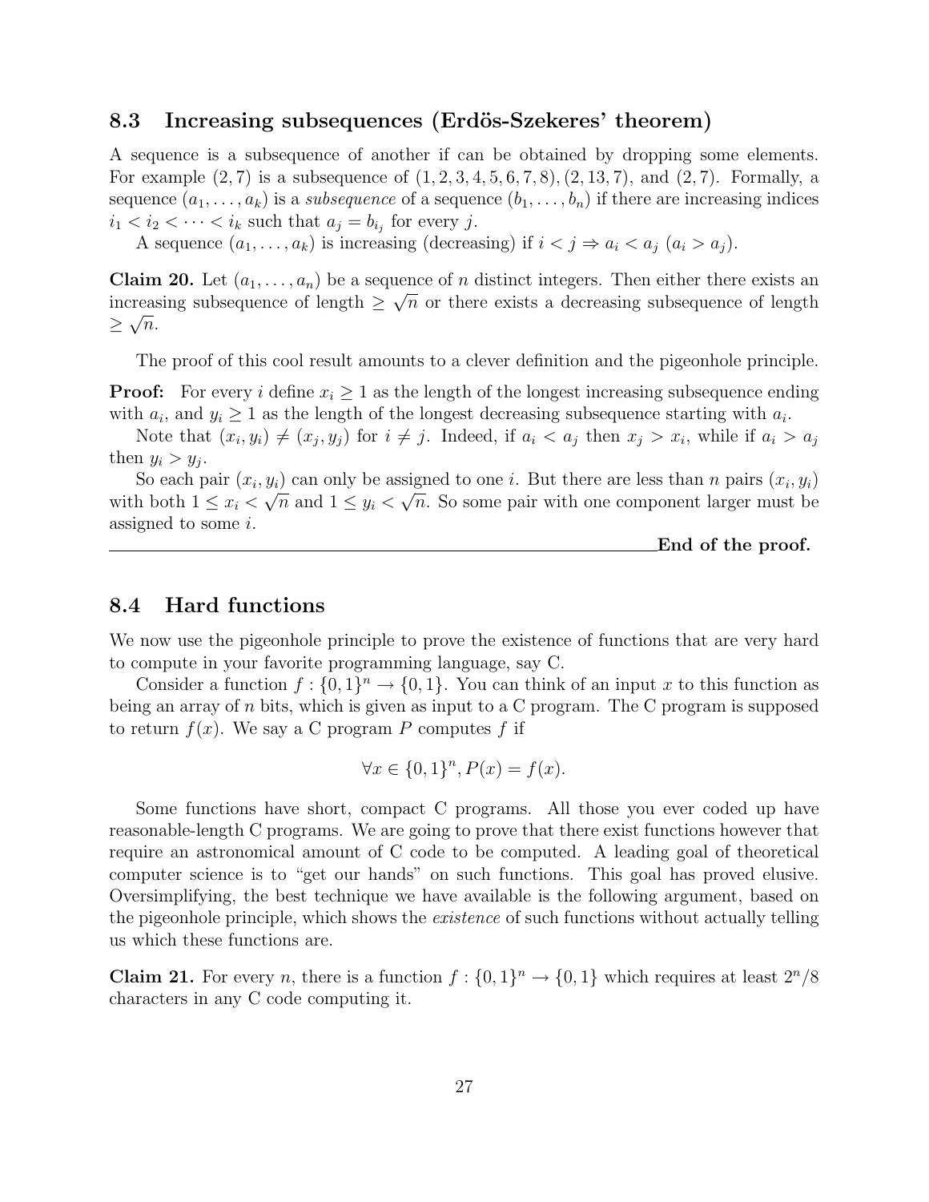### 8.3 Increasing subsequences (Erdös-Szekeres' theorem)

A sequence is a subsequence of another if can be obtained by dropping some elements. For example $(2, 7)$ is a subsequence of $(1, 2, 3, 4, 5, 6, 7, 8), (2, 13, 7)$, and $(2, 7)$. Formally, a sequence $(a_1, \ldots, a_k)$ is a *subsequence* of a sequence $(b_1, \ldots, b_n)$ if there are increasing indices $i_1 < i_2 < \cdots < i_k$ such that $a_j = b_{i_j}$ for every $j$.

A sequence $(a_1, \ldots, a_k)$ is increasing (decreasing) if $i < j \Rightarrow a_i < a_j$ $(a_i > a_j)$.

**Claim 20.** Let $(a_1, \ldots, a_n)$ be a sequence of $n$ distinct integers. Then either there exists an increasing subsequence of length $\geq \sqrt{n}$ or there exists a decreasing subsequence of length $\geq \sqrt{n}$.

The proof of this cool result amounts to a clever definition and the pigeonhole principle.

**Proof:** For every $i$ define $x_i \geq 1$ as the length of the longest increasing subsequence ending with $a_i$, and $y_i \geq 1$ as the length of the longest decreasing subsequence starting with $a_i$.

Note that $(x_i, y_i) \neq (x_j, y_j)$ for $i \neq j$. Indeed, if $a_i < a_j$ then $x_j > x_i$, while if $a_i > a_j$ then $y_i > y_j$.

So each pair $(x_i, y_i)$ can only be assigned to one $i$. But there are less than $n$ pairs $(x_i, y_i)$ with both $1 \leq x_i < \sqrt{n}$ and $1 \leq y_i < \sqrt{n}$. So some pair with one component larger must be assigned to some $i$.

**End of the proof.**

### 8.4 Hard functions

We now use the pigeonhole principle to prove the existence of functions that are very hard to compute in your favorite programming language, say C.

Consider a function $f : \{0, 1\}^n \to \{0, 1\}$. You can think of an input $x$ to this function as being an array of $n$ bits, which is given as input to a C program. The C program is supposed to return $f(x)$. We say a C program $P$ computes $f$ if

$$\forall x \in \{0, 1\}^n, P(x) = f(x).$$

Some functions have short, compact C programs. All those you ever coded up have reasonable-length C programs. We are going to prove that there exist functions however that require an astronomical amount of C code to be computed. A leading goal of theoretical computer science is to "get our hands" on such functions. This goal has proved elusive. Oversimplifying, the best technique we have available is the following argument, based on the pigeonhole principle, which shows the *existence* of such functions without actually telling us which these functions are.

**Claim 21.** For every $n$, there is a function $f : \{0, 1\}^n \to \{0, 1\}$ which requires at least $2^n/8$ characters in any C code computing it.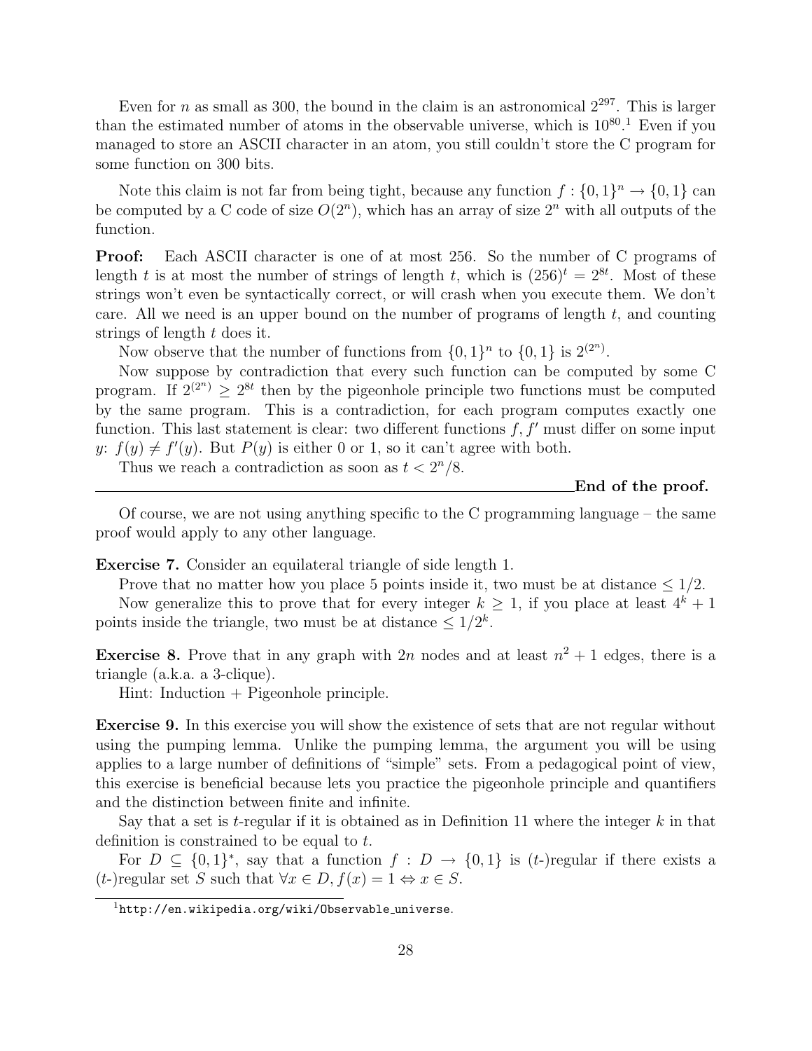Even for $n$ as small as 300, the bound in the claim is an astronomical $2^{297}$. This is larger than the estimated number of atoms in the observable universe, which is $10^{80}$.[1] Even if you managed to store an ASCII character in an atom, you still couldn't store the C program for some function on 300 bits.

Note this claim is not far from being tight, because any function $f : \{0,1\}^n \to \{0,1\}$ can be computed by a C code of size $O(2^n)$, which has an array of size $2^n$ with all outputs of the function.

**Proof:** Each ASCII character is one of at most 256. So the number of C programs of length $t$ is at most the number of strings of length $t$, which is $(256)^t = 2^{8t}$. Most of these strings won't even be syntactically correct, or will crash when you execute them. We don't care. All we need is an upper bound on the number of programs of length $t$, and counting strings of length $t$ does it.

Now observe that the number of functions from $\{0,1\}^n$ to $\{0,1\}$ is $2^{(2^n)}$.

Now suppose by contradiction that every such function can be computed by some C program. If $2^{(2^n)} \geq 2^{8t}$ then by the pigeonhole principle two functions must be computed by the same program. This is a contradiction, for each program computes exactly one function. This last statement is clear: two different functions $f, f'$ must differ on some input $y$: $f(y) \neq f'(y)$. But $P(y)$ is either 0 or 1, so it can't agree with both.

Thus we reach a contradiction as soon as $t < 2^n/8$.

**End of the proof.**

Of course, we are not using anything specific to the C programming language – the same proof would apply to any other language.

**Exercise 7.** Consider an equilateral triangle of side length 1.

Prove that no matter how you place 5 points inside it, two must be at distance $\leq 1/2$.

Now generalize this to prove that for every integer $k \geq 1$, if you place at least $4^k + 1$ points inside the triangle, two must be at distance $\leq 1/2^k$.

**Exercise 8.** Prove that in any graph with $2n$ nodes and at least $n^2 + 1$ edges, there is a triangle (a.k.a. a 3-clique).

Hint: Induction + Pigeonhole principle.

**Exercise 9.** In this exercise you will show the existence of sets that are not regular without using the pumping lemma. Unlike the pumping lemma, the argument you will be using applies to a large number of definitions of "simple" sets. From a pedagogical point of view, this exercise is beneficial because lets you practice the pigeonhole principle and quantifiers and the distinction between finite and infinite.

Say that a set is $t$-regular if it is obtained as in Definition 11 where the integer $k$ in that definition is constrained to be equal to $t$.

For $D \subseteq \{0,1\}^*$, say that a function $f : D \to \{0,1\}$ is ($t$-)regular if there exists a ($t$-)regular set $S$ such that $\forall x \in D, f(x) = 1 \Leftrightarrow x \in S$.

[1] http://en.wikipedia.org/wiki/Observable_universe.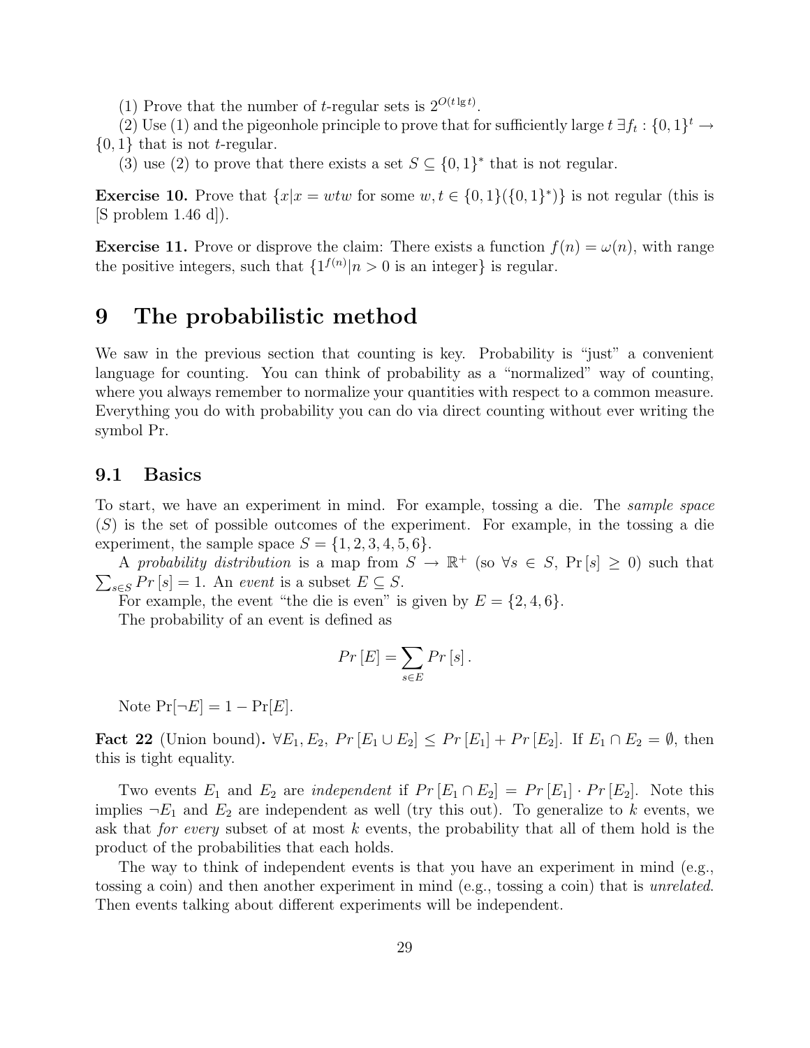(1) Prove that the number of $t$-regular sets is $2^{O(t \lg t)}$.

(2) Use (1) and the pigeonhole principle to prove that for sufficiently large $t$ $\exists f_t : \{0,1\}^t \to \{0,1\}$ that is not $t$-regular.

(3) use (2) to prove that there exists a set $S \subseteq \{0,1\}^*$ that is not regular.

**Exercise 10.** Prove that $\{x | x = wtw \text{ for some } w, t \in \{0,1\}(\{0,1\}^*)\}$ is not regular (this is [S problem 1.46 d]).

**Exercise 11.** Prove or disprove the claim: There exists a function $f(n) = \omega(n)$, with range the positive integers, such that $\{1^{f(n)} | n > 0 \text{ is an integer}\}$ is regular.

# 9 The probabilistic method

We saw in the previous section that counting is key. Probability is "just" a convenient language for counting. You can think of probability as a "normalized" way of counting, where you always remember to normalize your quantities with respect to a common measure. Everything you do with probability you can do via direct counting without ever writing the symbol Pr.

## 9.1 Basics

To start, we have an experiment in mind. For example, tossing a die. The *sample space* ($S$) is the set of possible outcomes of the experiment. For example, in the tossing a die experiment, the sample space $S = \{1, 2, 3, 4, 5, 6\}$.

A *probability distribution* is a map from $S \to \mathbb{R}^+$ (so $\forall s \in S$, $\Pr[s] \geq 0$) such that $\sum_{s \in S} Pr[s] = 1$. An *event* is a subset $E \subseteq S$.

For example, the event "the die is even" is given by $E = \{2, 4, 6\}$.

The probability of an event is defined as

$$Pr[E] = \sum_{s \in E} Pr[s].$$

Note $\Pr[\neg E] = 1 - \Pr[E]$.

**Fact 22** (Union bound)**.** $\forall E_1, E_2$, $Pr[E_1 \cup E_2] \leq Pr[E_1] + Pr[E_2]$. If $E_1 \cap E_2 = \emptyset$, then this is tight equality.

Two events $E_1$ and $E_2$ are *independent* if $Pr[E_1 \cap E_2] = Pr[E_1] \cdot Pr[E_2]$. Note this implies $\neg E_1$ and $E_2$ are independent as well (try this out). To generalize to $k$ events, we ask that *for every* subset of at most $k$ events, the probability that all of them hold is the product of the probabilities that each holds.

The way to think of independent events is that you have an experiment in mind (e.g., tossing a coin) and then another experiment in mind (e.g., tossing a coin) that is *unrelated*. Then events talking about different experiments will be independent.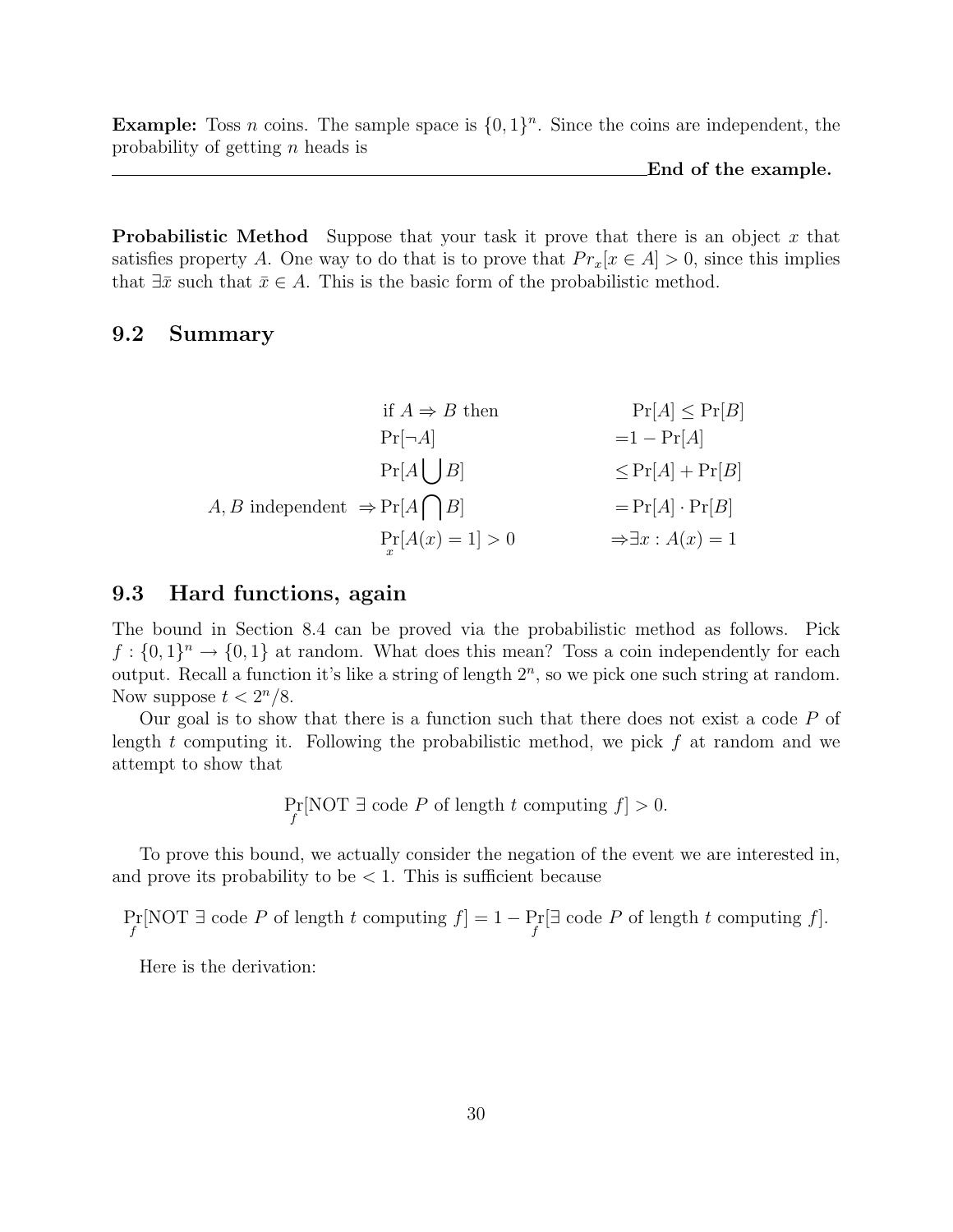**Example:** Toss $n$ coins. The sample space is $\{0,1\}^n$. Since the coins are independent, the probability of getting $n$ heads is

**End of the example.**

**Probabilistic Method** Suppose that your task it prove that there is an object $x$ that satisfies property $A$. One way to do that is to prove that $Pr_x[x \in A] > 0$, since this implies that $\exists \bar{x}$ such that $\bar{x} \in A$. This is the basic form of the probabilistic method.

## 9.2 Summary

$$
\begin{array}{rll}
 & \text{if } A \Rightarrow B \text{ then} & \Pr[A] \leq \Pr[B] \\
 & \Pr[\neg A] & = 1 - \Pr[A] \\
 & \Pr[A \bigcup B] & \leq \Pr[A] + \Pr[B] \\
A, B \text{ independent } & \Rightarrow \Pr[A \bigcap B] & = \Pr[A] \cdot \Pr[B] \\
 & \Pr_x[A(x) = 1] > 0 & \Rightarrow \exists x : A(x) = 1
\end{array}
$$

## 9.3 Hard functions, again

The bound in Section 8.4 can be proved via the probabilistic method as follows. Pick $f : \{0,1\}^n \to \{0,1\}$ at random. What does this mean? Toss a coin independently for each output. Recall a function it's like a string of length $2^n$, so we pick one such string at random. Now suppose $t < 2^n/8$.

Our goal is to show that there is a function such that there does not exist a code $P$ of length $t$ computing it. Following the probabilistic method, we pick $f$ at random and we attempt to show that

$$\Pr_f[\text{NOT } \exists \text{ code } P \text{ of length } t \text{ computing } f] > 0.$$

To prove this bound, we actually consider the negation of the event we are interested in, and prove its probability to be $< 1$. This is sufficient because

$$\Pr_f[\text{NOT } \exists \text{ code } P \text{ of length } t \text{ computing } f] = 1 - \Pr_f[\exists \text{ code } P \text{ of length } t \text{ computing } f].$$

Here is the derivation: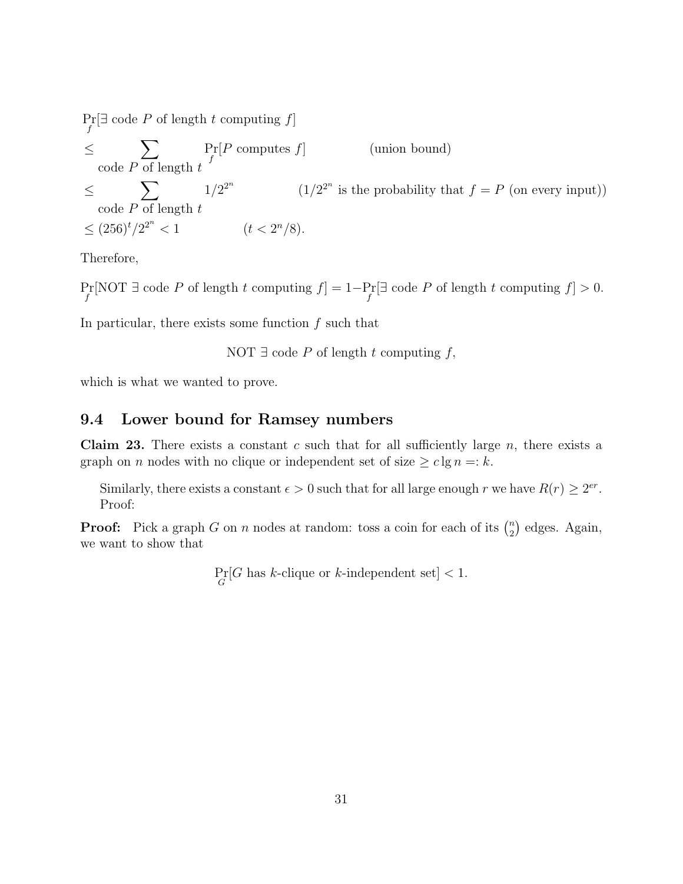$$
\begin{aligned}
&\Pr_f[\exists \text{ code } P \text{ of length } t \text{ computing } f] \\
\leq & \sum_{\text{code } P \text{ of length } t} \Pr_f[P \text{ computes } f] \qquad \text{(union bound)} \\
\leq & \sum_{\text{code } P \text{ of length } t} 1/2^{2^n} \qquad (1/2^{2^n} \text{ is the probability that } f = P \text{ (on every input))} \\
\leq & (256)^t/2^{2^n} < 1 \qquad (t < 2^n/8).
\end{aligned}
$$

Therefore,

$$\Pr_f[\text{NOT } \exists \text{ code } P \text{ of length } t \text{ computing } f] = 1 - \Pr_f[\exists \text{ code } P \text{ of length } t \text{ computing } f] > 0.$$

In particular, there exists some function $f$ such that

$$\text{NOT } \exists \text{ code } P \text{ of length } t \text{ computing } f,$$

which is what we wanted to prove.

## 9.4 Lower bound for Ramsey numbers

**Claim 23.** There exists a constant $c$ such that for all sufficiently large $n$, there exists a graph on $n$ nodes with no clique or independent set of size $\geq c \lg n =: k$.

Similarly, there exists a constant $\epsilon > 0$ such that for all large enough $r$ we have $R(r) \geq 2^{er}$. Proof:

**Proof:** Pick a graph $G$ on $n$ nodes at random: toss a coin for each of its $\binom{n}{2}$ edges. Again, we want to show that

$$\Pr_G[G \text{ has } k\text{-clique or } k\text{-independent set}] < 1.$$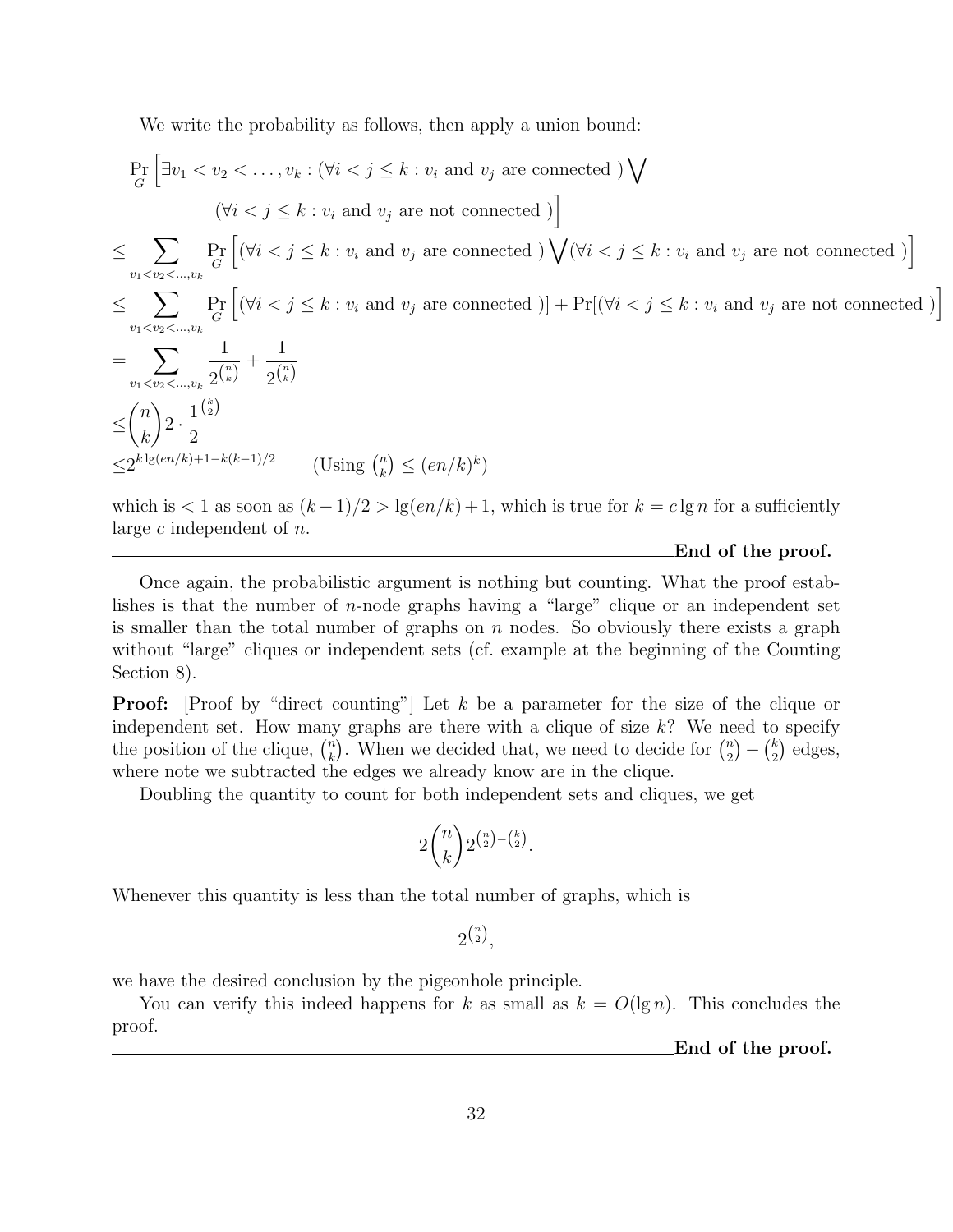We write the probability as follows, then apply a union bound:

$$
\begin{aligned}
&\Pr_G\Big[\exists v_1 < v_2 < \ldots, v_k : (\forall i < j \le k : v_i \text{ and } v_j \text{ are connected }) \bigvee \\
&\qquad\qquad (\forall i < j \le k : v_i \text{ and } v_j \text{ are not connected })\Big] \\
\le & \sum_{v_1 < v_2 < \ldots, v_k} \Pr_G\Big[(\forall i < j \le k : v_i \text{ and } v_j \text{ are connected }) \bigvee (\forall i < j \le k : v_i \text{ and } v_j \text{ are not connected })\Big] \\
\le & \sum_{v_1 < v_2 < \ldots, v_k} \Pr_G\Big[(\forall i < j \le k : v_i \text{ and } v_j \text{ are connected })\Big] + \Pr[(\forall i < j \le k : v_i \text{ and } v_j \text{ are not connected })\Big] \\
= & \sum_{v_1 < v_2 < \ldots, v_k} \frac{1}{2^{\binom{n}{k}}} + \frac{1}{2^{\binom{n}{k}}} \\
\le & \binom{n}{k} 2 \cdot \frac{1}{2}^{\binom{k}{2}} \\
\le & 2^{k \lg(en/k) + 1 - k(k-1)/2} \qquad \text{(Using } \tbinom{n}{k} \le (en/k)^k\text{)}
\end{aligned}
$$

which is $< 1$ as soon as $(k-1)/2 > \lg(en/k) + 1$, which is true for $k = c \lg n$ for a sufficiently large $c$ independent of $n$.

**End of the proof.**

---

Once again, the probabilistic argument is nothing but counting. What the proof establishes is that the number of $n$-node graphs having a "large" clique or an independent set is smaller than the total number of graphs on $n$ nodes. So obviously there exists a graph without "large" cliques or independent sets (cf. example at the beginning of the Counting Section 8).

**Proof:** [Proof by "direct counting"] Let $k$ be a parameter for the size of the clique or independent set. How many graphs are there with a clique of size $k$? We need to specify the position of the clique, $\binom{n}{k}$. When we decided that, we need to decide for $\binom{n}{2} - \binom{k}{2}$ edges, where note we subtracted the edges we already know are in the clique.

Doubling the quantity to count for both independent sets and cliques, we get

$$2\binom{n}{k} 2^{\binom{n}{2} - \binom{k}{2}}.$$

Whenever this quantity is less than the total number of graphs, which is

$$2^{\binom{n}{2}},$$

we have the desired conclusion by the pigeonhole principle.

You can verify this indeed happens for $k$ as small as $k = O(\lg n)$. This concludes the proof.

**End of the proof.**

---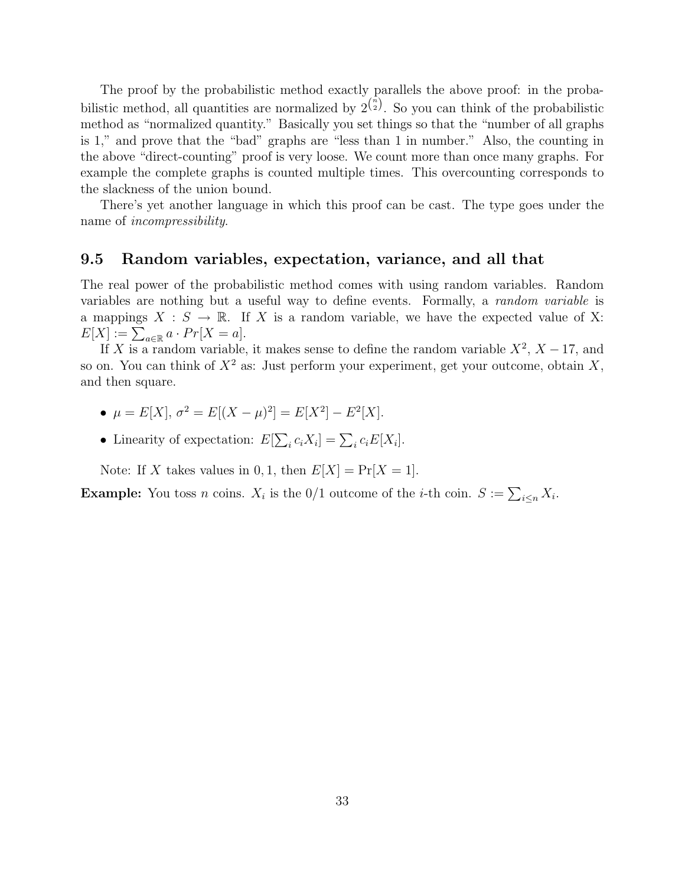The proof by the probabilistic method exactly parallels the above proof: in the probabilistic method, all quantities are normalized by $2^{\binom{n}{2}}$. So you can think of the probabilistic method as "normalized quantity." Basically you set things so that the "number of all graphs is 1," and prove that the "bad" graphs are "less than 1 in number." Also, the counting in the above "direct-counting" proof is very loose. We count more than once many graphs. For example the complete graphs is counted multiple times. This overcounting corresponds to the slackness of the union bound.

There's yet another language in which this proof can be cast. The type goes under the name of *incompressibility*.

## 9.5 Random variables, expectation, variance, and all that

The real power of the probabilistic method comes with using random variables. Random variables are nothing but a useful way to define events. Formally, a *random variable* is a mappings $X : S \to \mathbb{R}$. If $X$ is a random variable, we have the expected value of X: $E[X] := \sum_{a \in \mathbb{R}} a \cdot Pr[X = a]$.

If $X$ is a random variable, it makes sense to define the random variable $X^2$, $X - 17$, and so on. You can think of $X^2$ as: Just perform your experiment, get your outcome, obtain $X$, and then square.

- $\mu = E[X]$, $\sigma^2 = E[(X - \mu)^2] = E[X^2] - E^2[X]$.
- Linearity of expectation: $E[\sum_i c_i X_i] = \sum_i c_i E[X_i]$.

Note: If $X$ takes values in $0, 1$, then $E[X] = \Pr[X = 1]$.

**Example:** You toss $n$ coins. $X_i$ is the 0/1 outcome of the $i$-th coin. $S := \sum_{i \leq n} X_i$.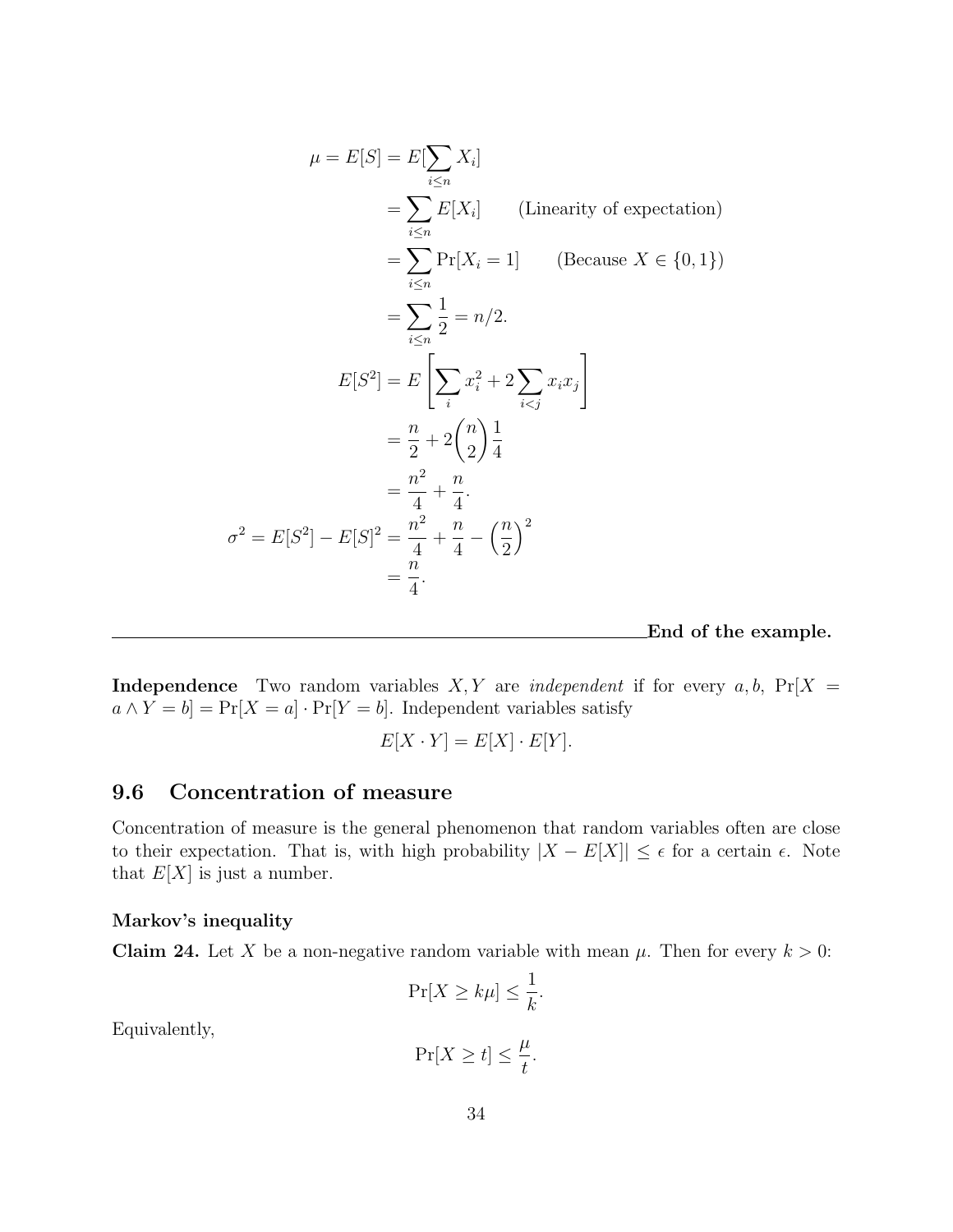$$
\begin{aligned}
\mu = E[S] &= E[\sum_{i \le n} X_i] \\
&= \sum_{i \le n} E[X_i] \qquad \text{(Linearity of expectation)} \\
&= \sum_{i \le n} \Pr[X_i = 1] \qquad \text{(Because } X \in \{0,1\}\text{)} \\
&= \sum_{i \le n} \frac{1}{2} = n/2. \\
E[S^2] &= E\left[\sum_i x_i^2 + 2\sum_{i<j} x_i x_j\right] \\
&= \frac{n}{2} + 2\binom{n}{2}\frac{1}{4} \\
&= \frac{n^2}{4} + \frac{n}{4}. \\
\sigma^2 = E[S^2] - E[S]^2 &= \frac{n^2}{4} + \frac{n}{4} - \left(\frac{n}{2}\right)^2 \\
&= \frac{n}{4}.
\end{aligned}
$$

**End of the example.**

---

**Independence** Two random variables $X, Y$ are *independent* if for every $a, b$, $\Pr[X = a \wedge Y = b] = \Pr[X = a] \cdot \Pr[Y = b]$. Independent variables satisfy

$$E[X \cdot Y] = E[X] \cdot E[Y].$$

## 9.6 Concentration of measure

Concentration of measure is the general phenomenon that random variables often are close to their expectation. That is, with high probability $|X - E[X]| \le \epsilon$ for a certain $\epsilon$. Note that $E[X]$ is just a number.

#### Markov's inequality

**Claim 24.** Let $X$ be a non-negative random variable with mean $\mu$. Then for every $k > 0$:

$$\Pr[X \ge k\mu] \le \frac{1}{k}.$$

Equivalently,

$$\Pr[X \ge t] \le \frac{\mu}{t}.$$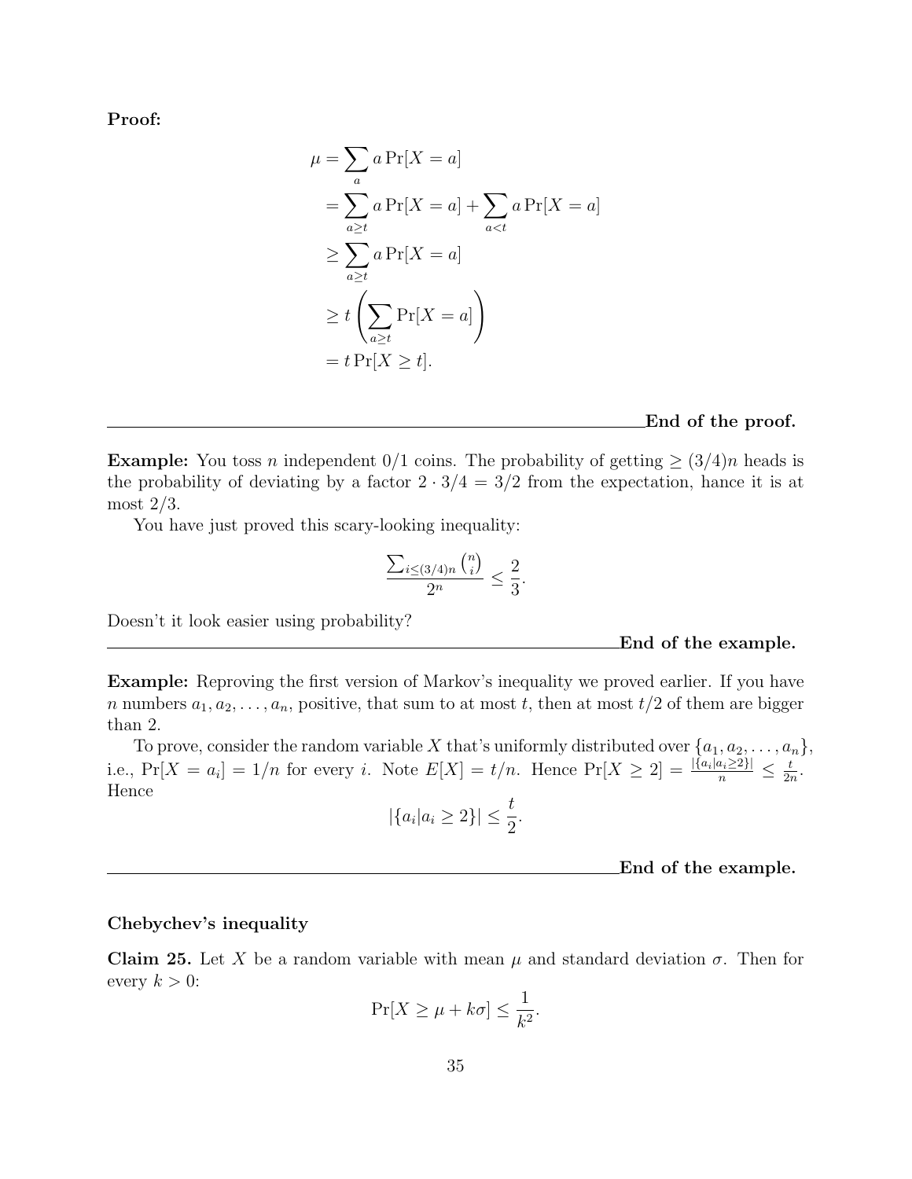**Proof:**

$$
\begin{aligned}
\mu &= \sum_{a} a \Pr[X = a] \\
&= \sum_{a \geq t} a \Pr[X = a] + \sum_{a < t} a \Pr[X = a] \\
&\geq \sum_{a \geq t} a \Pr[X = a] \\
&\geq t \left( \sum_{a \geq t} \Pr[X = a] \right) \\
&= t \Pr[X \geq t].
\end{aligned}
$$

**End of the proof.**

**Example:** You toss $n$ independent 0/1 coins. The probability of getting $\geq (3/4)n$ heads is the probability of deviating by a factor $2 \cdot 3/4 = 3/2$ from the expectation, hence it is at most $2/3$.

You have just proved this scary-looking inequality:

$$
\frac{\sum_{i \leq (3/4)n} \binom{n}{i}}{2^n} \leq \frac{2}{3}.
$$

Doesn't it look easier using probability?

**End of the example.**

**Example:** Reproving the first version of Markov's inequality we proved earlier. If you have $n$ numbers $a_1, a_2, \ldots, a_n$, positive, that sum to at most $t$, then at most $t/2$ of them are bigger than 2.

To prove, consider the random variable $X$ that's uniformly distributed over $\{a_1, a_2, \ldots, a_n\}$, i.e., $\Pr[X = a_i] = 1/n$ for every $i$. Note $E[X] = t/n$. Hence $\Pr[X \geq 2] = \frac{|\{a_i | a_i \geq 2\}|}{n} \leq \frac{t}{2n}$. Hence

$$
|\{a_i | a_i \geq 2\}| \leq \frac{t}{2}.
$$

**End of the example.**

### Chebychev's inequality

**Claim 25.** Let $X$ be a random variable with mean $\mu$ and standard deviation $\sigma$. Then for every $k > 0$:

$$
\Pr[X \geq \mu + k\sigma] \leq \frac{1}{k^2}.
$$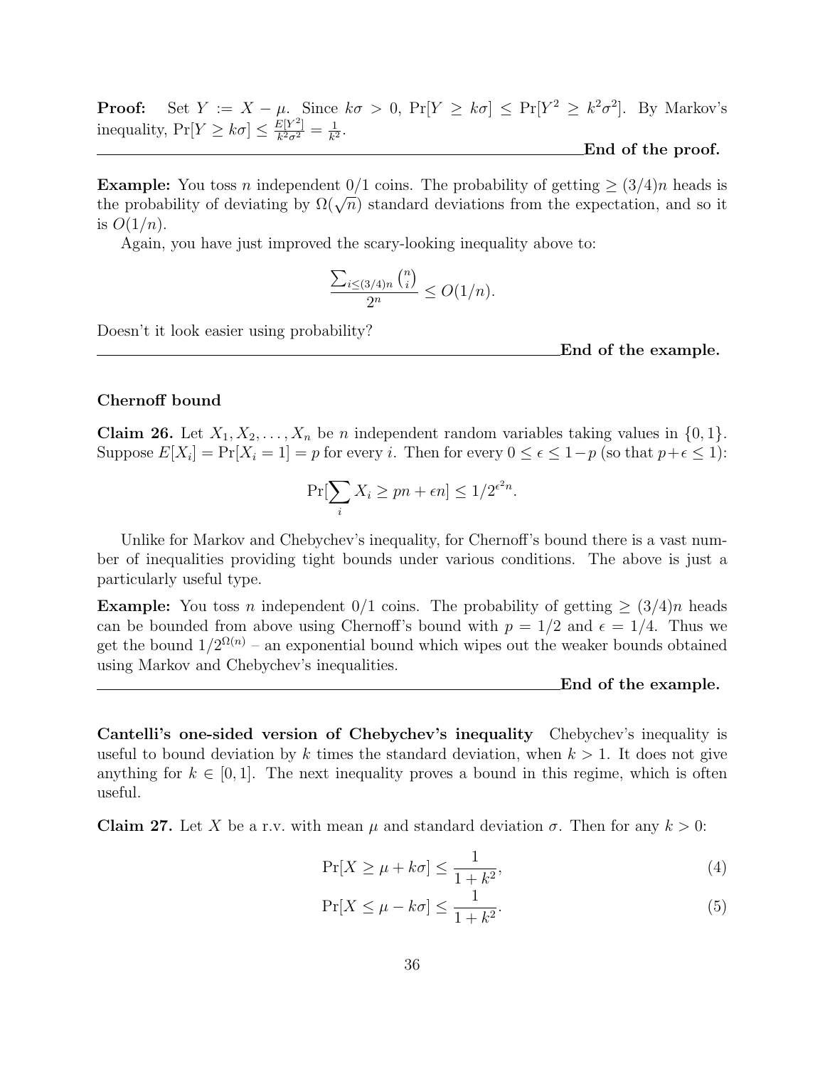**Proof:** Set $Y := X - \mu$. Since $k\sigma > 0$, $\Pr[Y \geq k\sigma] \leq \Pr[Y^2 \geq k^2\sigma^2]$. By Markov's inequality, $\Pr[Y \geq k\sigma] \leq \frac{E[Y^2]}{k^2\sigma^2} = \frac{1}{k^2}$.

**End of the proof.**

**Example:** You toss $n$ independent 0/1 coins. The probability of getting $\geq (3/4)n$ heads is the probability of deviating by $\Omega(\sqrt{n})$ standard deviations from the expectation, and so it is $O(1/n)$.

Again, you have just improved the scary-looking inequality above to:

$$\frac{\sum_{i \leq (3/4)n} \binom{n}{i}}{2^n} \leq O(1/n).$$

Doesn't it look easier using probability?

**End of the example.**

### Chernoff bound

**Claim 26.** Let $X_1, X_2, \ldots, X_n$ be $n$ independent random variables taking values in $\{0, 1\}$. Suppose $E[X_i] = \Pr[X_i = 1] = p$ for every $i$. Then for every $0 \leq \epsilon \leq 1-p$ (so that $p+\epsilon \leq 1$):

$$\Pr[\sum_i X_i \geq pn + \epsilon n] \leq 1/2^{\epsilon^2 n}.$$

Unlike for Markov and Chebychev's inequality, for Chernoff's bound there is a vast number of inequalities providing tight bounds under various conditions. The above is just a particularly useful type.

**Example:** You toss $n$ independent 0/1 coins. The probability of getting $\geq (3/4)n$ heads can be bounded from above using Chernoff's bound with $p = 1/2$ and $\epsilon = 1/4$. Thus we get the bound $1/2^{\Omega(n)}$ – an exponential bound which wipes out the weaker bounds obtained using Markov and Chebychev's inequalities.

**End of the example.**

**Cantelli's one-sided version of Chebychev's inequality** Chebychev's inequality is useful to bound deviation by $k$ times the standard deviation, when $k > 1$. It does not give anything for $k \in [0, 1]$. The next inequality proves a bound in this regime, which is often useful.

**Claim 27.** Let $X$ be a r.v. with mean $\mu$ and standard deviation $\sigma$. Then for any $k > 0$:

$$\Pr[X \geq \mu + k\sigma] \leq \frac{1}{1+k^2}, \tag{4}$$

$$\Pr[X \leq \mu - k\sigma] \leq \frac{1}{1+k^2}. \tag{5}$$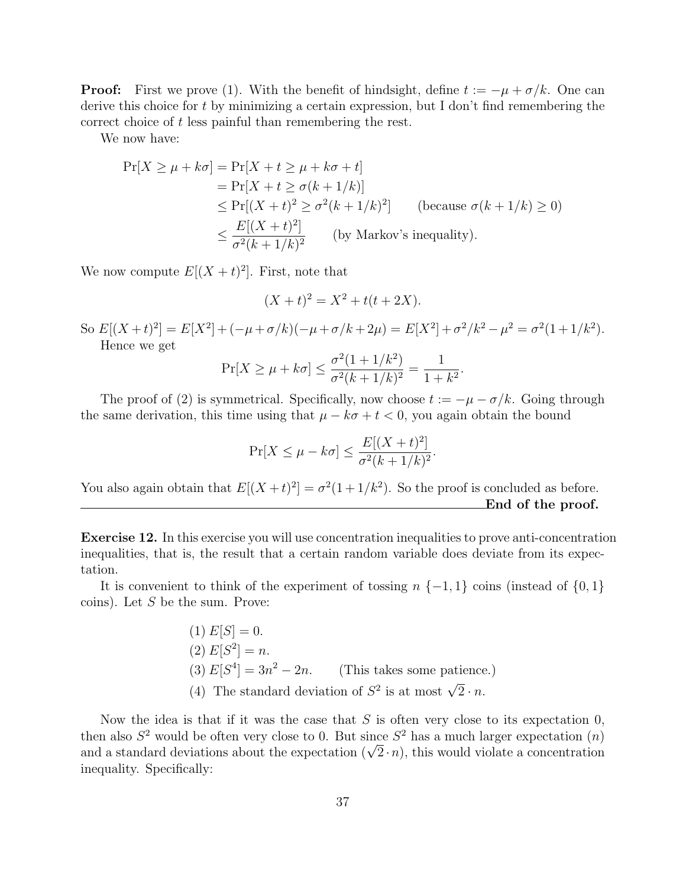**Proof:** First we prove (1). With the benefit of hindsight, define $t := -\mu + \sigma/k$. One can derive this choice for $t$ by minimizing a certain expression, but I don't find remembering the correct choice of $t$ less painful than remembering the rest.

We now have:

$$
\begin{aligned}
\Pr[X \geq \mu + k\sigma] &= \Pr[X + t \geq \mu + k\sigma + t] \\
&= \Pr[X + t \geq \sigma(k + 1/k)] \\
&\leq \Pr[(X+t)^2 \geq \sigma^2(k+1/k)^2] \qquad \text{(because } \sigma(k+1/k) \geq 0\text{)} \\
&\leq \frac{E[(X+t)^2]}{\sigma^2(k+1/k)^2} \qquad \text{(by Markov's inequality).}
\end{aligned}
$$

We now compute $E[(X+t)^2]$. First, note that

$$(X+t)^2 = X^2 + t(t+2X).$$

So $E[(X+t)^2] = E[X^2] + (-\mu+\sigma/k)(-\mu+\sigma/k+2\mu) = E[X^2] + \sigma^2/k^2 - \mu^2 = \sigma^2(1+1/k^2)$.

Hence we get

$$\Pr[X \geq \mu + k\sigma] \leq \frac{\sigma^2(1+1/k^2)}{\sigma^2(k+1/k)^2} = \frac{1}{1+k^2}.$$

The proof of (2) is symmetrical. Specifically, now choose $t := -\mu - \sigma/k$. Going through the same derivation, this time using that $\mu - k\sigma + t < 0$, you again obtain the bound

$$\Pr[X \leq \mu - k\sigma] \leq \frac{E[(X+t)^2]}{\sigma^2(k+1/k)^2}.$$

You also again obtain that $E[(X+t)^2] = \sigma^2(1+1/k^2)$. So the proof is concluded as before.

**End of the proof.**

**Exercise 12.** In this exercise you will use concentration inequalities to prove anti-concentration inequalities, that is, the result that a certain random variable does deviate from its expectation.

It is convenient to think of the experiment of tossing $n$ $\{-1,1\}$ coins (instead of $\{0,1\}$ coins). Let $S$ be the sum. Prove:

(1) $E[S] = 0$.
(2) $E[S^2] = n$.
(3) $E[S^4] = 3n^2 - 2n$. (This takes some patience.)
(4) The standard deviation of $S^2$ is at most $\sqrt{2} \cdot n$.

Now the idea is that if it was the case that $S$ is often very close to its expectation 0, then also $S^2$ would be often very close to 0. But since $S^2$ has a much larger expectation ($n$) and a standard deviations about the expectation ($\sqrt{2} \cdot n$), this would violate a concentration inequality. Specifically: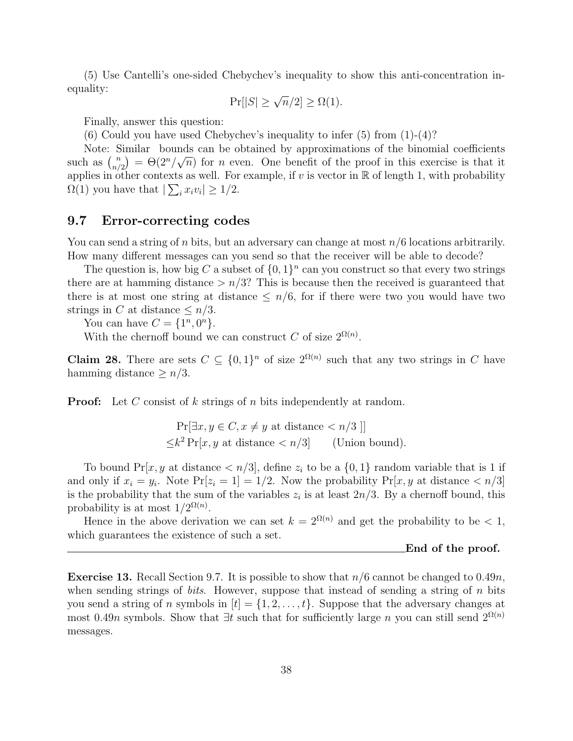(5) Use Cantelli's one-sided Chebychev's inequality to show this anti-concentration inequality:

$$\Pr[|S| \geq \sqrt{n}/2] \geq \Omega(1).$$

Finally, answer this question:

(6) Could you have used Chebychev's inequality to infer (5) from (1)-(4)?

Note: Similar bounds can be obtained by approximations of the binomial coefficients such as $\binom{n}{n/2} = \Theta(2^n/\sqrt{n})$ for $n$ even. One benefit of the proof in this exercise is that it applies in other contexts as well. For example, if $v$ is vector in $\mathbb{R}$ of length 1, with probability $\Omega(1)$ you have that $|\sum_i x_i v_i| \geq 1/2$.

## 9.7 Error-correcting codes

You can send a string of $n$ bits, but an adversary can change at most $n/6$ locations arbitrarily. How many different messages can you send so that the receiver will be able to decode?

The question is, how big $C$ a subset of $\{0,1\}^n$ can you construct so that every two strings there are at hamming distance $> n/3$? This is because then the received is guaranteed that there is at most one string at distance $\leq n/6$, for if there were two you would have two strings in $C$ at distance $\leq n/3$.

You can have $C = \{1^n, 0^n\}$.

With the chernoff bound we can construct $C$ of size $2^{\Omega(n)}$.

**Claim 28.** There are sets $C \subseteq \{0,1\}^n$ of size $2^{\Omega(n)}$ such that any two strings in $C$ have hamming distance $\geq n/3$.

**Proof:** Let $C$ consist of $k$ strings of $n$ bits independently at random.

$$\begin{aligned} &\Pr[\exists x, y \in C, x \neq y \text{ at distance } < n/3 \,]] \\ \leq &k^2 \Pr[x, y \text{ at distance } < n/3] \qquad \text{(Union bound).} \end{aligned}$$

To bound $\Pr[x, y$ at distance $< n/3]$, define $z_i$ to be a $\{0,1\}$ random variable that is 1 if and only if $x_i = y_i$. Note $\Pr[z_i = 1] = 1/2$. Now the probability $\Pr[x, y$ at distance $< n/3]$ is the probability that the sum of the variables $z_i$ is at least $2n/3$. By a chernoff bound, this probability is at most $1/2^{\Omega(n)}$.

Hence in the above derivation we can set $k = 2^{\Omega(n)}$ and get the probability to be $< 1$, which guarantees the existence of such a set.

**End of the proof.**

**Exercise 13.** Recall Section 9.7. It is possible to show that $n/6$ cannot be changed to $0.49n$, when sending strings of *bits*. However, suppose that instead of sending a string of $n$ bits you send a string of $n$ symbols in $[t] = \{1, 2, \ldots, t\}$. Suppose that the adversary changes at most $0.49n$ symbols. Show that $\exists t$ such that for sufficiently large $n$ you can still send $2^{\Omega(n)}$ messages.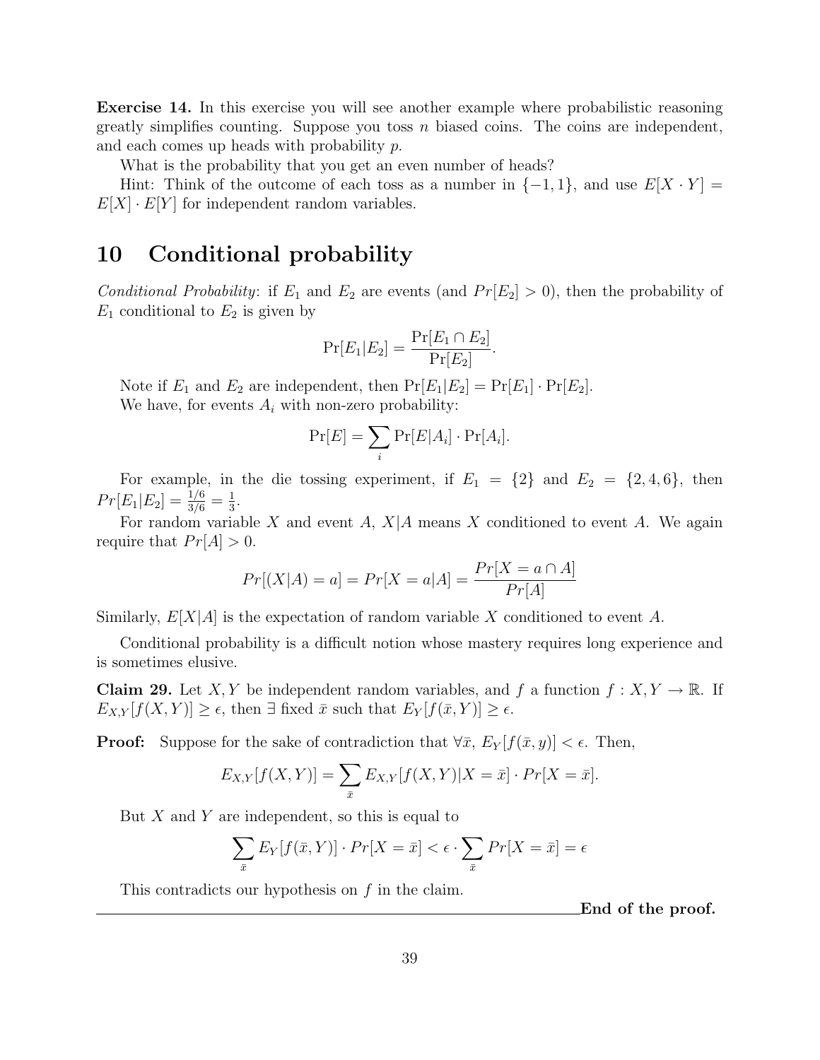**Exercise 14.** In this exercise you will see another example where probabilistic reasoning greatly simplifies counting. Suppose you toss $n$ biased coins. The coins are independent, and each comes up heads with probability $p$.

What is the probability that you get an even number of heads?

Hint: Think of the outcome of each toss as a number in $\{-1, 1\}$, and use $E[X \cdot Y] = E[X] \cdot E[Y]$ for independent random variables.

# 10 Conditional probability

*Conditional Probability*: if $E_1$ and $E_2$ are events (and $Pr[E_2] > 0$), then the probability of $E_1$ conditional to $E_2$ is given by

$$\Pr[E_1|E_2] = \frac{\Pr[E_1 \cap E_2]}{\Pr[E_2]}.$$

Note if $E_1$ and $E_2$ are independent, then $\Pr[E_1|E_2] = \Pr[E_1] \cdot \Pr[E_2]$.

We have, for events $A_i$ with non-zero probability:

$$\Pr[E] = \sum_i \Pr[E|A_i] \cdot \Pr[A_i].$$

For example, in the die tossing experiment, if $E_1 = \{2\}$ and $E_2 = \{2, 4, 6\}$, then $Pr[E_1|E_2] = \frac{1/6}{3/6} = \frac{1}{3}$.

For random variable $X$ and event $A$, $X|A$ means $X$ conditioned to event $A$. We again require that $Pr[A] > 0$.

$$Pr[(X|A) = a] = Pr[X = a|A] = \frac{Pr[X = a \cap A]}{Pr[A]}$$

Similarly, $E[X|A]$ is the expectation of random variable $X$ conditioned to event $A$.

Conditional probability is a difficult notion whose mastery requires long experience and is sometimes elusive.

**Claim 29.** Let $X, Y$ be independent random variables, and $f$ a function $f : X, Y \to \mathbb{R}$. If $E_{X,Y}[f(X, Y)] \geq \epsilon$, then $\exists$ fixed $\bar{x}$ such that $E_Y[f(\bar{x}, Y)] \geq \epsilon$.

**Proof:** Suppose for the sake of contradiction that $\forall \bar{x}$, $E_Y[f(\bar{x}, y)] < \epsilon$. Then,

$$E_{X,Y}[f(X, Y)] = \sum_{\bar{x}} E_{X,Y}[f(X, Y)|X = \bar{x}] \cdot Pr[X = \bar{x}].$$

But $X$ and $Y$ are independent, so this is equal to

$$\sum_{\bar{x}} E_Y[f(\bar{x}, Y)] \cdot Pr[X = \bar{x}] < \epsilon \cdot \sum_{\bar{x}} Pr[X = \bar{x}] = \epsilon$$

This contradicts our hypothesis on $f$ in the claim.

**End of the proof.**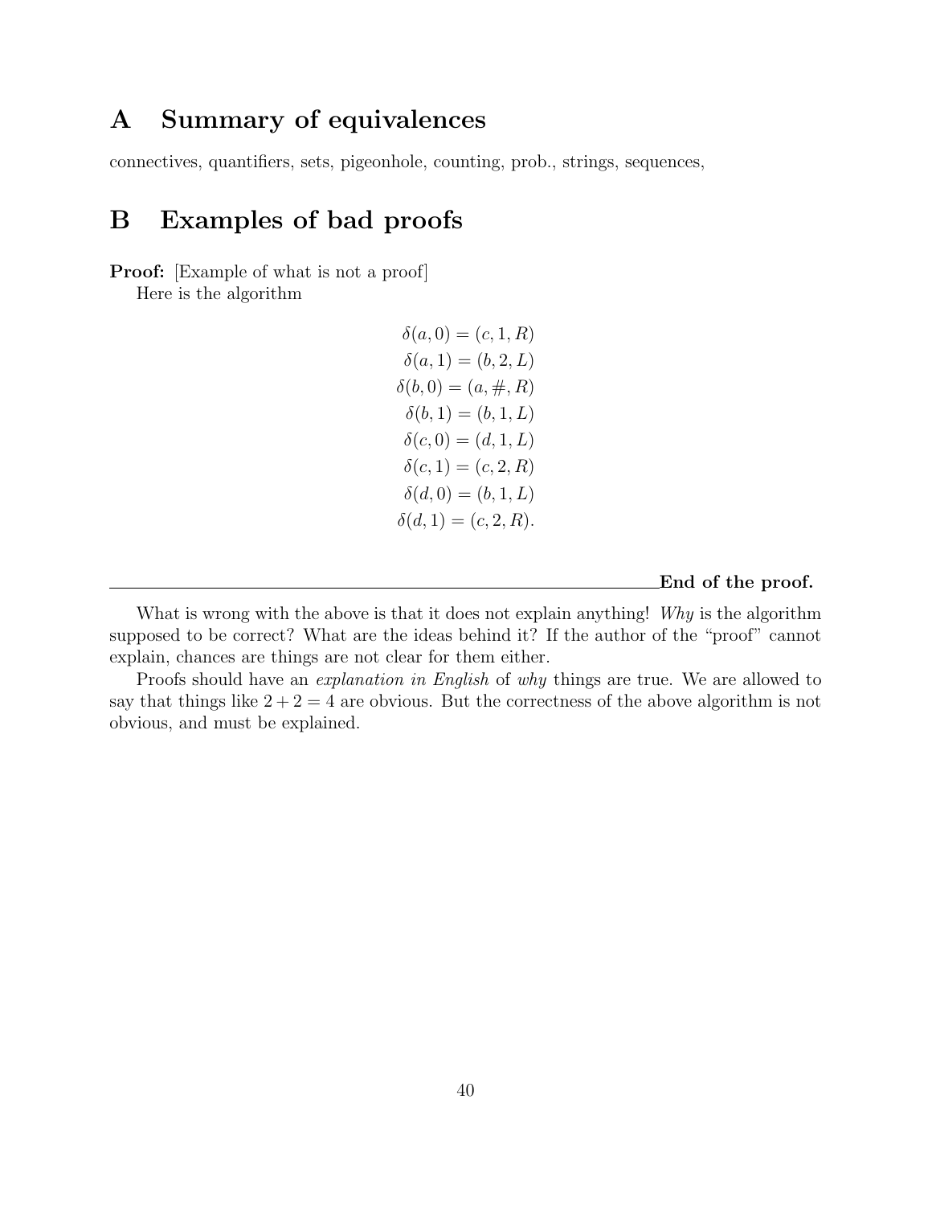# A Summary of equivalences

connectives, quantifiers, sets, pigeonhole, counting, prob., strings, sequences,

# B Examples of bad proofs

**Proof:** [Example of what is not a proof]

Here is the algorithm

$$
\begin{aligned}
\delta(a,0) &= (c,1,R)\\
\delta(a,1) &= (b,2,L)\\
\delta(b,0) &= (a,\#,R)\\
\delta(b,1) &= (b,1,L)\\
\delta(c,0) &= (d,1,L)\\
\delta(c,1) &= (c,2,R)\\
\delta(d,0) &= (b,1,L)\\
\delta(d,1) &= (c,2,R).
\end{aligned}
$$

**End of the proof.**

What is wrong with the above is that it does not explain anything! *Why* is the algorithm supposed to be correct? What are the ideas behind it? If the author of the "proof" cannot explain, chances are things are not clear for them either.

Proofs should have an *explanation in English* of *why* things are true. We are allowed to say that things like $2+2=4$ are obvious. But the correctness of the above algorithm is not obvious, and must be explained.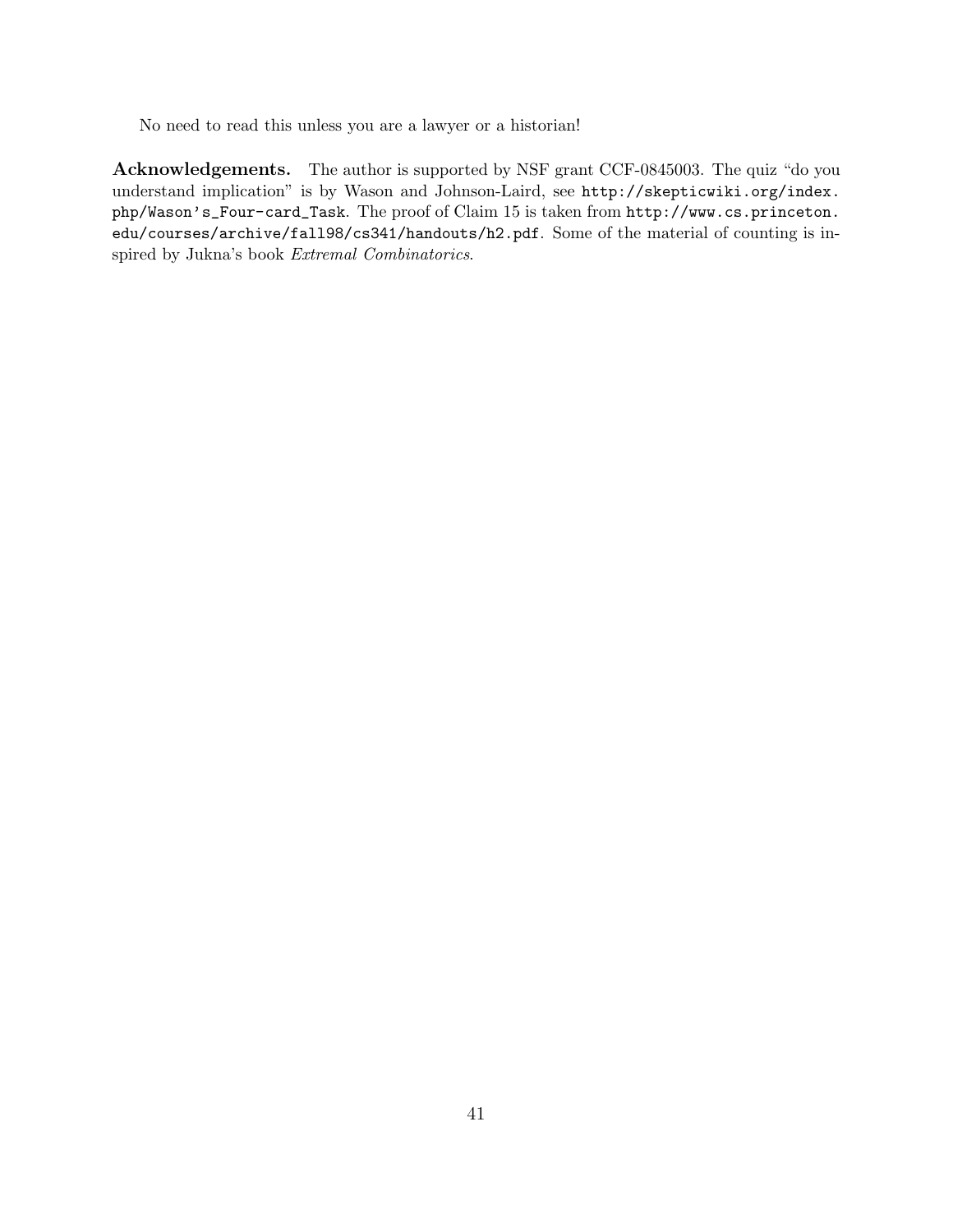No need to read this unless you are a lawyer or a historian!

**Acknowledgements.** The author is supported by NSF grant CCF-0845003. The quiz "do you understand implication" is by Wason and Johnson-Laird, see `http://skepticwiki.org/index.php/Wason's_Four-card_Task`. The proof of Claim 15 is taken from `http://www.cs.princeton.edu/courses/archive/fall98/cs341/handouts/h2.pdf`. Some of the material of counting is inspired by Jukna's book *Extremal Combinatorics*.